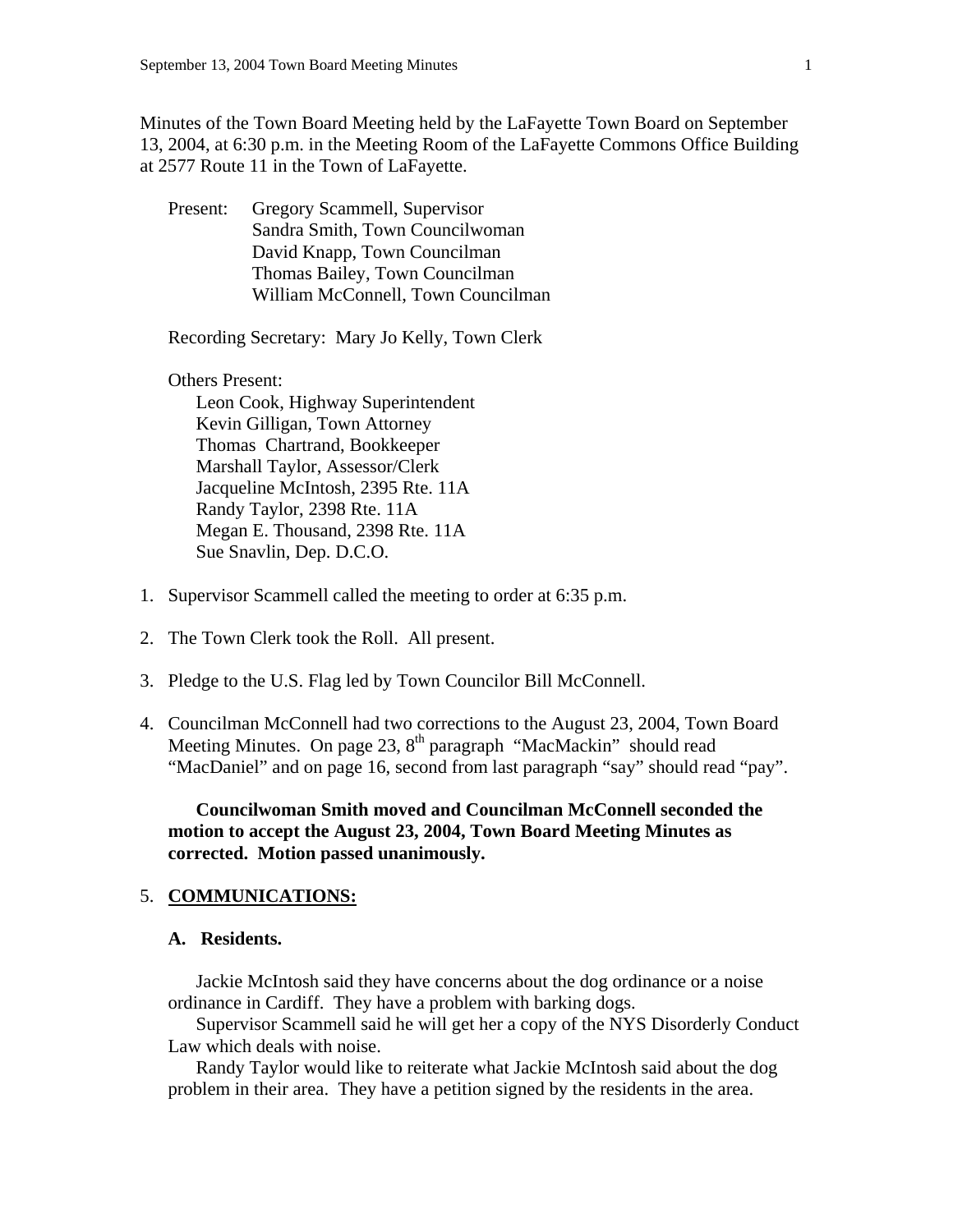Minutes of the Town Board Meeting held by the LaFayette Town Board on September 13, 2004, at 6:30 p.m. in the Meeting Room of the LaFayette Commons Office Building at 2577 Route 11 in the Town of LaFayette.

Present: Gregory Scammell, Supervisor
Sandra Smith, Town Councilwoman
David Knapp, Town Councilman
Thomas Bailey, Town Councilman
William McConnell, Town Councilman

Recording Secretary: Mary Jo Kelly, Town Clerk

Others Present:
Leon Cook, Highway Superintendent
Kevin Gilligan, Town Attorney
Thomas Chartrand, Bookkeeper
Marshall Taylor, Assessor/Clerk
Jacqueline McIntosh, 2395 Rte. 11A
Randy Taylor, 2398 Rte. 11A
Megan E. Thousand, 2398 Rte. 11A
Sue Snavlin, Dep. D.C.O.

1. Supervisor Scammell called the meeting to order at 6:35 p.m.

2. The Town Clerk took the Roll. All present.

3. Pledge to the U.S. Flag led by Town Councilor Bill McConnell.

4. Councilman McConnell had two corrections to the August 23, 2004, Town Board Meeting Minutes. On page 23, 8th paragraph "MacMackin" should read "MacDaniel" and on page 16, second from last paragraph "say" should read "pay".

   **Councilwoman Smith moved and Councilman McConnell seconded the motion to accept the August 23, 2004, Town Board Meeting Minutes as corrected. Motion passed unanimously.**

5. **COMMUNICATIONS:**

   **A. Residents.**

   Jackie McIntosh said they have concerns about the dog ordinance or a noise ordinance in Cardiff. They have a problem with barking dogs.

   Supervisor Scammell said he will get her a copy of the NYS Disorderly Conduct Law which deals with noise.

   Randy Taylor would like to reiterate what Jackie McIntosh said about the dog problem in their area. They have a petition signed by the residents in the area.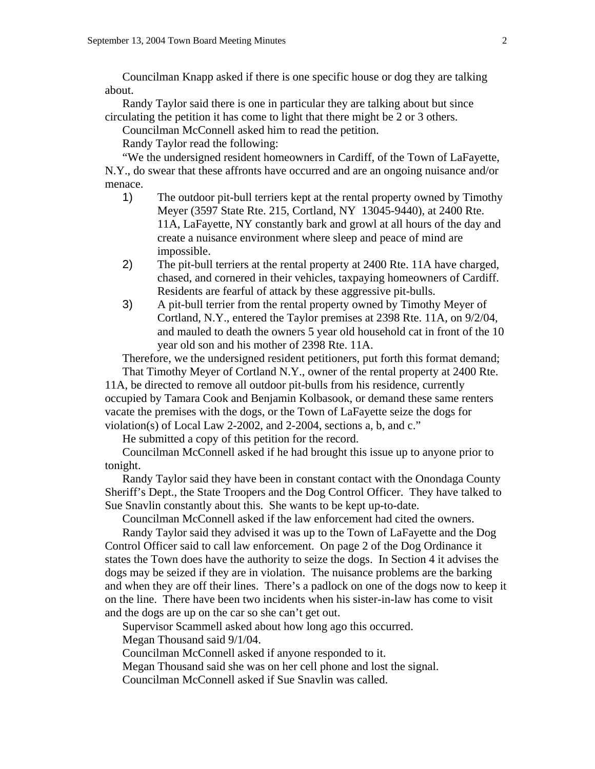Councilman Knapp asked if there is one specific house or dog they are talking about.

Randy Taylor said there is one in particular they are talking about but since circulating the petition it has come to light that there might be 2 or 3 others.

Councilman McConnell asked him to read the petition.

Randy Taylor read the following:

"We the undersigned resident homeowners in Cardiff, of the Town of LaFayette, N.Y., do swear that these affronts have occurred and are an ongoing nuisance and/or menace.

1) The outdoor pit-bull terriers kept at the rental property owned by Timothy Meyer (3597 State Rte. 215, Cortland, NY 13045-9440), at 2400 Rte. 11A, LaFayette, NY constantly bark and growl at all hours of the day and create a nuisance environment where sleep and peace of mind are impossible.
2) The pit-bull terriers at the rental property at 2400 Rte. 11A have charged, chased, and cornered in their vehicles, taxpaying homeowners of Cardiff. Residents are fearful of attack by these aggressive pit-bulls.
3) A pit-bull terrier from the rental property owned by Timothy Meyer of Cortland, N.Y., entered the Taylor premises at 2398 Rte. 11A, on 9/2/04, and mauled to death the owners 5 year old household cat in front of the 10 year old son and his mother of 2398 Rte. 11A.

Therefore, we the undersigned resident petitioners, put forth this format demand;

That Timothy Meyer of Cortland N.Y., owner of the rental property at 2400 Rte. 11A, be directed to remove all outdoor pit-bulls from his residence, currently occupied by Tamara Cook and Benjamin Kolbasook, or demand these same renters vacate the premises with the dogs, or the Town of LaFayette seize the dogs for violation(s) of Local Law 2-2002, and 2-2004, sections a, b, and c."

He submitted a copy of this petition for the record.

Councilman McConnell asked if he had brought this issue up to anyone prior to tonight.

Randy Taylor said they have been in constant contact with the Onondaga County Sheriff's Dept., the State Troopers and the Dog Control Officer. They have talked to Sue Snavlin constantly about this. She wants to be kept up-to-date.

Councilman McConnell asked if the law enforcement had cited the owners.

Randy Taylor said they advised it was up to the Town of LaFayette and the Dog Control Officer said to call law enforcement. On page 2 of the Dog Ordinance it states the Town does have the authority to seize the dogs. In Section 4 it advises the dogs may be seized if they are in violation. The nuisance problems are the barking and when they are off their lines. There's a padlock on one of the dogs now to keep it on the line. There have been two incidents when his sister-in-law has come to visit and the dogs are up on the car so she can't get out.

Supervisor Scammell asked about how long ago this occurred.

Megan Thousand said 9/1/04.

Councilman McConnell asked if anyone responded to it.

Megan Thousand said she was on her cell phone and lost the signal.

Councilman McConnell asked if Sue Snavlin was called.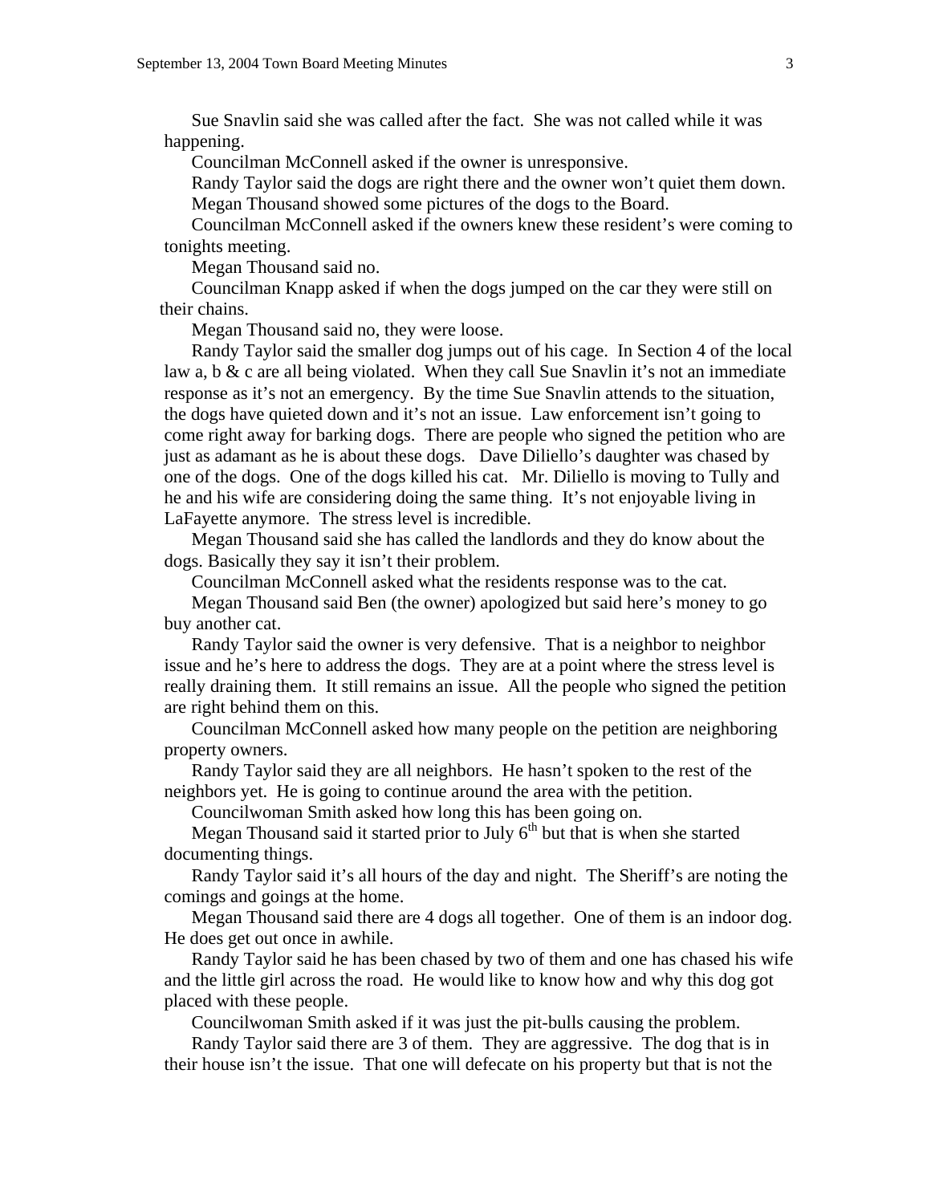Sue Snavlin said she was called after the fact. She was not called while it was happening.

Councilman McConnell asked if the owner is unresponsive.

Randy Taylor said the dogs are right there and the owner won't quiet them down.

Megan Thousand showed some pictures of the dogs to the Board.

Councilman McConnell asked if the owners knew these resident's were coming to tonights meeting.

Megan Thousand said no.

Councilman Knapp asked if when the dogs jumped on the car they were still on their chains.

Megan Thousand said no, they were loose.

Randy Taylor said the smaller dog jumps out of his cage. In Section 4 of the local law a, b & c are all being violated. When they call Sue Snavlin it's not an immediate response as it's not an emergency. By the time Sue Snavlin attends to the situation, the dogs have quieted down and it's not an issue. Law enforcement isn't going to come right away for barking dogs. There are people who signed the petition who are just as adamant as he is about these dogs. Dave Diliello's daughter was chased by one of the dogs. One of the dogs killed his cat. Mr. Diliello is moving to Tully and he and his wife are considering doing the same thing. It's not enjoyable living in LaFayette anymore. The stress level is incredible.

Megan Thousand said she has called the landlords and they do know about the dogs. Basically they say it isn't their problem.

Councilman McConnell asked what the residents response was to the cat.

Megan Thousand said Ben (the owner) apologized but said here's money to go buy another cat.

Randy Taylor said the owner is very defensive. That is a neighbor to neighbor issue and he's here to address the dogs. They are at a point where the stress level is really draining them. It still remains an issue. All the people who signed the petition are right behind them on this.

Councilman McConnell asked how many people on the petition are neighboring property owners.

Randy Taylor said they are all neighbors. He hasn't spoken to the rest of the neighbors yet. He is going to continue around the area with the petition.

Councilwoman Smith asked how long this has been going on.

Megan Thousand said it started prior to July 6th but that is when she started documenting things.

Randy Taylor said it's all hours of the day and night. The Sheriff's are noting the comings and goings at the home.

Megan Thousand said there are 4 dogs all together. One of them is an indoor dog. He does get out once in awhile.

Randy Taylor said he has been chased by two of them and one has chased his wife and the little girl across the road. He would like to know how and why this dog got placed with these people.

Councilwoman Smith asked if it was just the pit-bulls causing the problem.

Randy Taylor said there are 3 of them. They are aggressive. The dog that is in their house isn't the issue. That one will defecate on his property but that is not the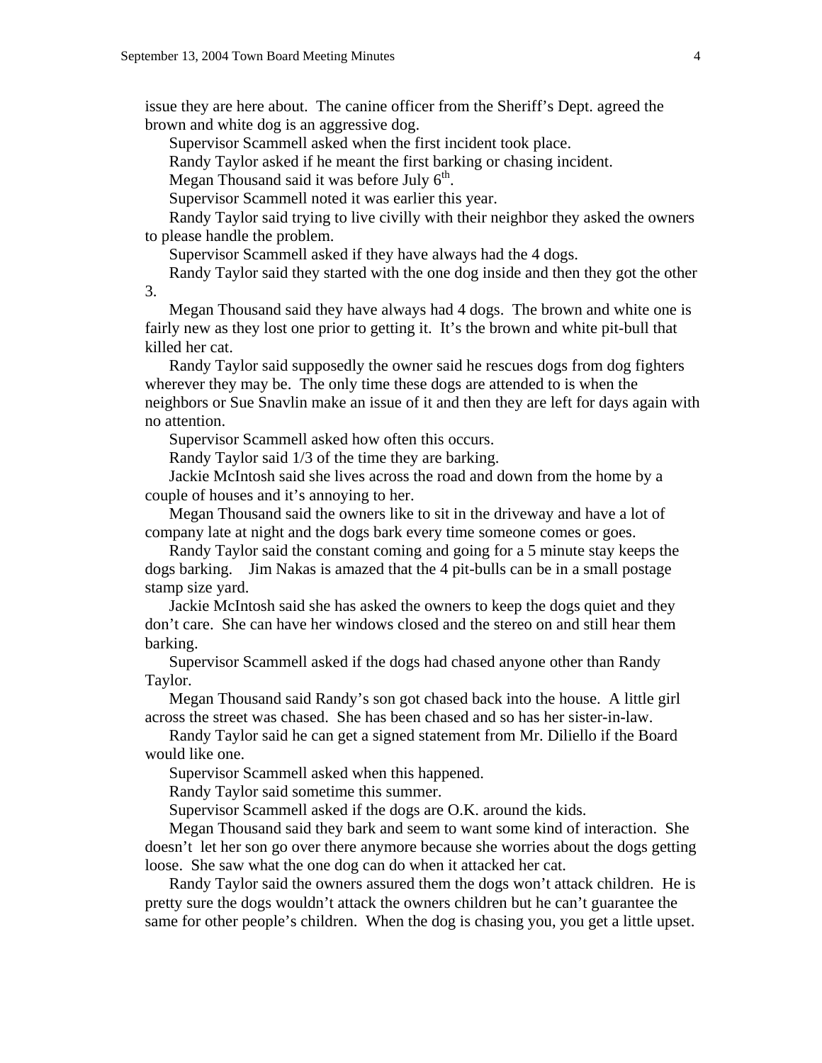issue they are here about. The canine officer from the Sheriff's Dept. agreed the brown and white dog is an aggressive dog.

Supervisor Scammell asked when the first incident took place.

Randy Taylor asked if he meant the first barking or chasing incident.

Megan Thousand said it was before July 6th.

Supervisor Scammell noted it was earlier this year.

Randy Taylor said trying to live civilly with their neighbor they asked the owners to please handle the problem.

Supervisor Scammell asked if they have always had the 4 dogs.

Randy Taylor said they started with the one dog inside and then they got the other 3.

Megan Thousand said they have always had 4 dogs. The brown and white one is fairly new as they lost one prior to getting it. It's the brown and white pit-bull that killed her cat.

Randy Taylor said supposedly the owner said he rescues dogs from dog fighters wherever they may be. The only time these dogs are attended to is when the neighbors or Sue Snavlin make an issue of it and then they are left for days again with no attention.

Supervisor Scammell asked how often this occurs.

Randy Taylor said 1/3 of the time they are barking.

Jackie McIntosh said she lives across the road and down from the home by a couple of houses and it's annoying to her.

Megan Thousand said the owners like to sit in the driveway and have a lot of company late at night and the dogs bark every time someone comes or goes.

Randy Taylor said the constant coming and going for a 5 minute stay keeps the dogs barking. Jim Nakas is amazed that the 4 pit-bulls can be in a small postage stamp size yard.

Jackie McIntosh said she has asked the owners to keep the dogs quiet and they don't care. She can have her windows closed and the stereo on and still hear them barking.

Supervisor Scammell asked if the dogs had chased anyone other than Randy Taylor.

Megan Thousand said Randy's son got chased back into the house. A little girl across the street was chased. She has been chased and so has her sister-in-law.

Randy Taylor said he can get a signed statement from Mr. Diliello if the Board would like one.

Supervisor Scammell asked when this happened.

Randy Taylor said sometime this summer.

Supervisor Scammell asked if the dogs are O.K. around the kids.

Megan Thousand said they bark and seem to want some kind of interaction. She doesn't let her son go over there anymore because she worries about the dogs getting loose. She saw what the one dog can do when it attacked her cat.

Randy Taylor said the owners assured them the dogs won't attack children. He is pretty sure the dogs wouldn't attack the owners children but he can't guarantee the same for other people's children. When the dog is chasing you, you get a little upset.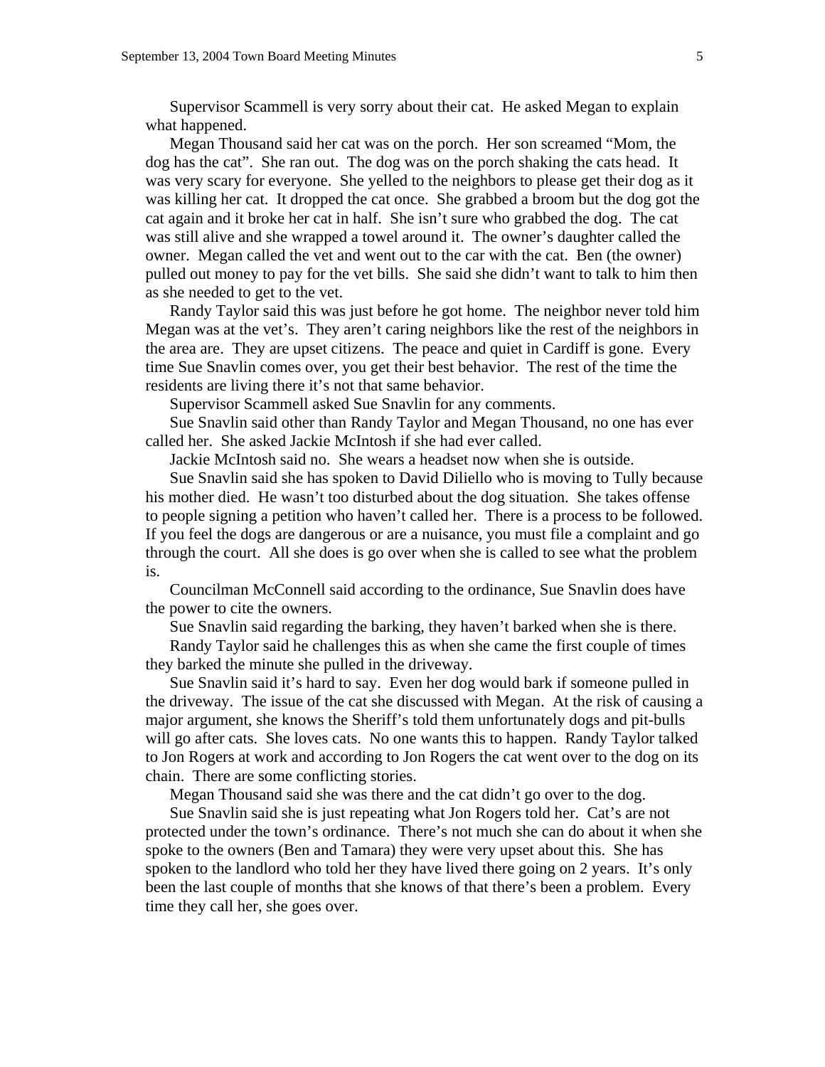Supervisor Scammell is very sorry about their cat. He asked Megan to explain what happened.

Megan Thousand said her cat was on the porch. Her son screamed "Mom, the dog has the cat". She ran out. The dog was on the porch shaking the cats head. It was very scary for everyone. She yelled to the neighbors to please get their dog as it was killing her cat. It dropped the cat once. She grabbed a broom but the dog got the cat again and it broke her cat in half. She isn't sure who grabbed the dog. The cat was still alive and she wrapped a towel around it. The owner's daughter called the owner. Megan called the vet and went out to the car with the cat. Ben (the owner) pulled out money to pay for the vet bills. She said she didn't want to talk to him then as she needed to get to the vet.

Randy Taylor said this was just before he got home. The neighbor never told him Megan was at the vet's. They aren't caring neighbors like the rest of the neighbors in the area are. They are upset citizens. The peace and quiet in Cardiff is gone. Every time Sue Snavlin comes over, you get their best behavior. The rest of the time the residents are living there it's not that same behavior.

Supervisor Scammell asked Sue Snavlin for any comments.

Sue Snavlin said other than Randy Taylor and Megan Thousand, no one has ever called her. She asked Jackie McIntosh if she had ever called.

Jackie McIntosh said no. She wears a headset now when she is outside.

Sue Snavlin said she has spoken to David Diliello who is moving to Tully because his mother died. He wasn't too disturbed about the dog situation. She takes offense to people signing a petition who haven't called her. There is a process to be followed. If you feel the dogs are dangerous or are a nuisance, you must file a complaint and go through the court. All she does is go over when she is called to see what the problem is.

Councilman McConnell said according to the ordinance, Sue Snavlin does have the power to cite the owners.

Sue Snavlin said regarding the barking, they haven't barked when she is there.

Randy Taylor said he challenges this as when she came the first couple of times they barked the minute she pulled in the driveway.

Sue Snavlin said it's hard to say. Even her dog would bark if someone pulled in the driveway. The issue of the cat she discussed with Megan. At the risk of causing a major argument, she knows the Sheriff's told them unfortunately dogs and pit-bulls will go after cats. She loves cats. No one wants this to happen. Randy Taylor talked to Jon Rogers at work and according to Jon Rogers the cat went over to the dog on its chain. There are some conflicting stories.

Megan Thousand said she was there and the cat didn't go over to the dog.

Sue Snavlin said she is just repeating what Jon Rogers told her. Cat's are not protected under the town's ordinance. There's not much she can do about it when she spoke to the owners (Ben and Tamara) they were very upset about this. She has spoken to the landlord who told her they have lived there going on 2 years. It's only been the last couple of months that she knows of that there's been a problem. Every time they call her, she goes over.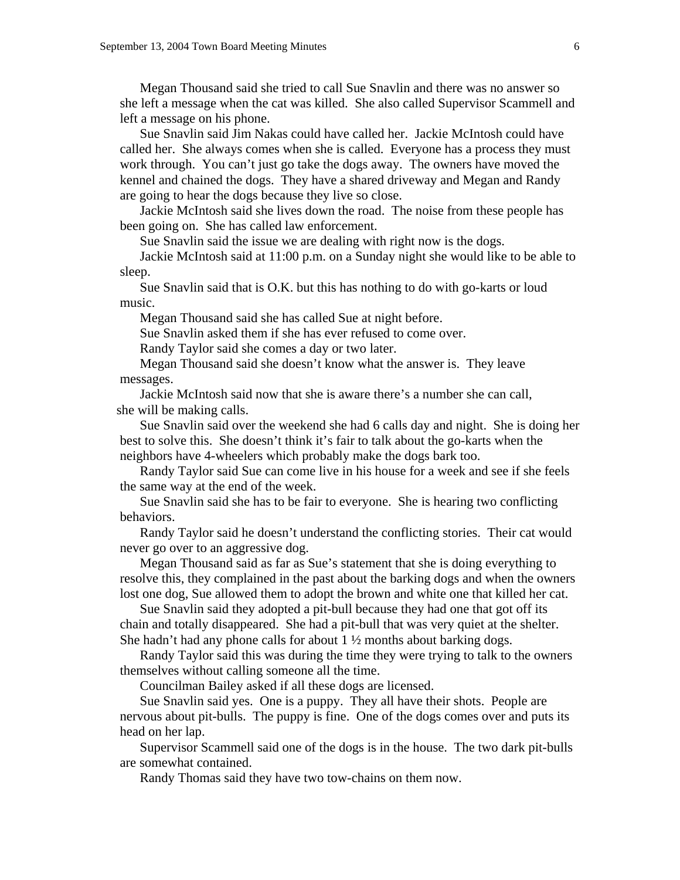Megan Thousand said she tried to call Sue Snavlin and there was no answer so she left a message when the cat was killed. She also called Supervisor Scammell and left a message on his phone.

Sue Snavlin said Jim Nakas could have called her. Jackie McIntosh could have called her. She always comes when she is called. Everyone has a process they must work through. You can't just go take the dogs away. The owners have moved the kennel and chained the dogs. They have a shared driveway and Megan and Randy are going to hear the dogs because they live so close.

Jackie McIntosh said she lives down the road. The noise from these people has been going on. She has called law enforcement.

Sue Snavlin said the issue we are dealing with right now is the dogs.

Jackie McIntosh said at 11:00 p.m. on a Sunday night she would like to be able to sleep.

Sue Snavlin said that is O.K. but this has nothing to do with go-karts or loud music.

Megan Thousand said she has called Sue at night before.

Sue Snavlin asked them if she has ever refused to come over.

Randy Taylor said she comes a day or two later.

Megan Thousand said she doesn't know what the answer is. They leave messages.

Jackie McIntosh said now that she is aware there's a number she can call, she will be making calls.

Sue Snavlin said over the weekend she had 6 calls day and night. She is doing her best to solve this. She doesn't think it's fair to talk about the go-karts when the neighbors have 4-wheelers which probably make the dogs bark too.

Randy Taylor said Sue can come live in his house for a week and see if she feels the same way at the end of the week.

Sue Snavlin said she has to be fair to everyone. She is hearing two conflicting behaviors.

Randy Taylor said he doesn't understand the conflicting stories. Their cat would never go over to an aggressive dog.

Megan Thousand said as far as Sue's statement that she is doing everything to resolve this, they complained in the past about the barking dogs and when the owners lost one dog, Sue allowed them to adopt the brown and white one that killed her cat.

Sue Snavlin said they adopted a pit-bull because they had one that got off its chain and totally disappeared. She had a pit-bull that was very quiet at the shelter. She hadn't had any phone calls for about 1 ½ months about barking dogs.

Randy Taylor said this was during the time they were trying to talk to the owners themselves without calling someone all the time.

Councilman Bailey asked if all these dogs are licensed.

Sue Snavlin said yes. One is a puppy. They all have their shots. People are nervous about pit-bulls. The puppy is fine. One of the dogs comes over and puts its head on her lap.

Supervisor Scammell said one of the dogs is in the house. The two dark pit-bulls are somewhat contained.

Randy Thomas said they have two tow-chains on them now.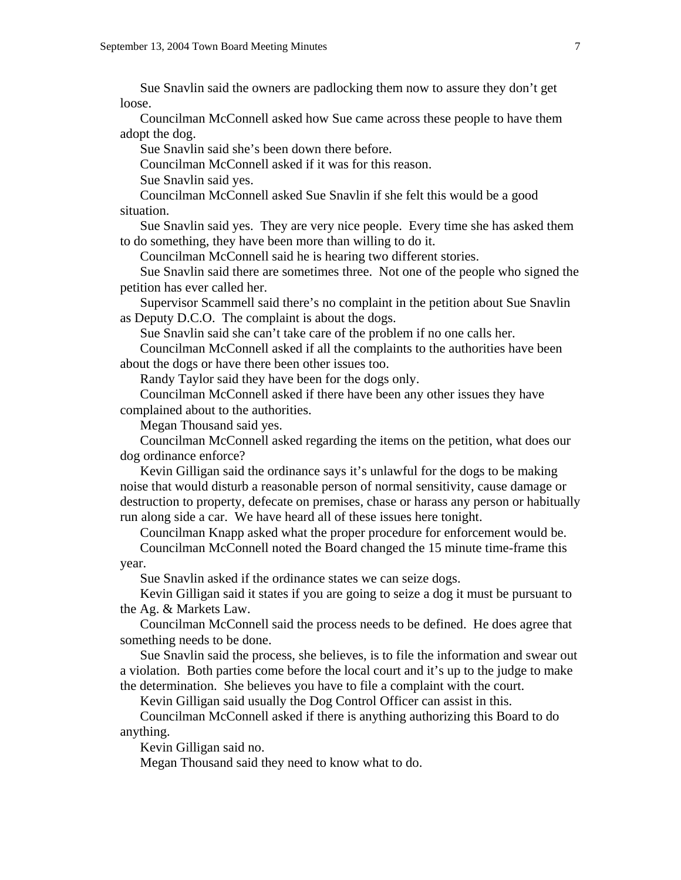Sue Snavlin said the owners are padlocking them now to assure they don't get loose.

Councilman McConnell asked how Sue came across these people to have them adopt the dog.

Sue Snavlin said she's been down there before.

Councilman McConnell asked if it was for this reason.

Sue Snavlin said yes.

Councilman McConnell asked Sue Snavlin if she felt this would be a good situation.

Sue Snavlin said yes. They are very nice people. Every time she has asked them to do something, they have been more than willing to do it.

Councilman McConnell said he is hearing two different stories.

Sue Snavlin said there are sometimes three. Not one of the people who signed the petition has ever called her.

Supervisor Scammell said there's no complaint in the petition about Sue Snavlin as Deputy D.C.O. The complaint is about the dogs.

Sue Snavlin said she can't take care of the problem if no one calls her.

Councilman McConnell asked if all the complaints to the authorities have been about the dogs or have there been other issues too.

Randy Taylor said they have been for the dogs only.

Councilman McConnell asked if there have been any other issues they have complained about to the authorities.

Megan Thousand said yes.

Councilman McConnell asked regarding the items on the petition, what does our dog ordinance enforce?

Kevin Gilligan said the ordinance says it's unlawful for the dogs to be making noise that would disturb a reasonable person of normal sensitivity, cause damage or destruction to property, defecate on premises, chase or harass any person or habitually run along side a car. We have heard all of these issues here tonight.

Councilman Knapp asked what the proper procedure for enforcement would be.

Councilman McConnell noted the Board changed the 15 minute time-frame this year.

Sue Snavlin asked if the ordinance states we can seize dogs.

Kevin Gilligan said it states if you are going to seize a dog it must be pursuant to the Ag. & Markets Law.

Councilman McConnell said the process needs to be defined. He does agree that something needs to be done.

Sue Snavlin said the process, she believes, is to file the information and swear out a violation. Both parties come before the local court and it's up to the judge to make the determination. She believes you have to file a complaint with the court.

Kevin Gilligan said usually the Dog Control Officer can assist in this.

Councilman McConnell asked if there is anything authorizing this Board to do anything.

Kevin Gilligan said no.

Megan Thousand said they need to know what to do.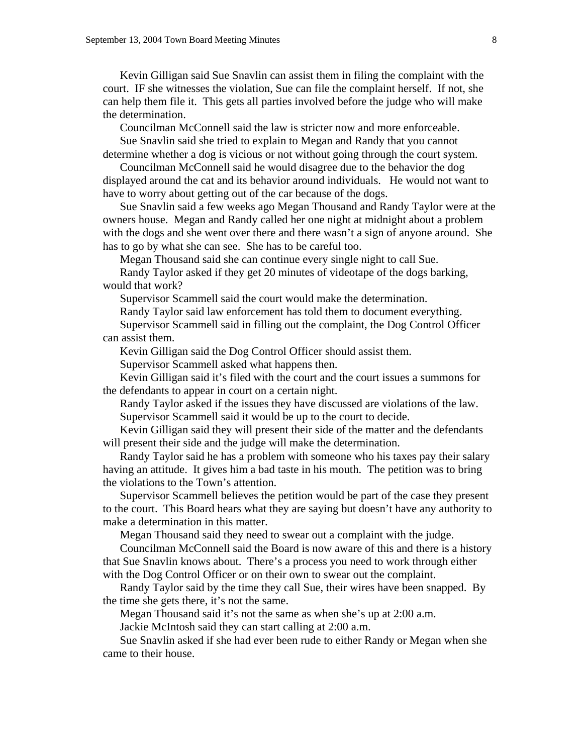Kevin Gilligan said Sue Snavlin can assist them in filing the complaint with the court. IF she witnesses the violation, Sue can file the complaint herself. If not, she can help them file it. This gets all parties involved before the judge who will make the determination.

Councilman McConnell said the law is stricter now and more enforceable.

Sue Snavlin said she tried to explain to Megan and Randy that you cannot determine whether a dog is vicious or not without going through the court system.

Councilman McConnell said he would disagree due to the behavior the dog displayed around the cat and its behavior around individuals. He would not want to have to worry about getting out of the car because of the dogs.

Sue Snavlin said a few weeks ago Megan Thousand and Randy Taylor were at the owners house. Megan and Randy called her one night at midnight about a problem with the dogs and she went over there and there wasn't a sign of anyone around. She has to go by what she can see. She has to be careful too.

Megan Thousand said she can continue every single night to call Sue.

Randy Taylor asked if they get 20 minutes of videotape of the dogs barking, would that work?

Supervisor Scammell said the court would make the determination.

Randy Taylor said law enforcement has told them to document everything.

Supervisor Scammell said in filling out the complaint, the Dog Control Officer can assist them.

Kevin Gilligan said the Dog Control Officer should assist them.

Supervisor Scammell asked what happens then.

Kevin Gilligan said it's filed with the court and the court issues a summons for the defendants to appear in court on a certain night.

Randy Taylor asked if the issues they have discussed are violations of the law.

Supervisor Scammell said it would be up to the court to decide.

Kevin Gilligan said they will present their side of the matter and the defendants will present their side and the judge will make the determination.

Randy Taylor said he has a problem with someone who his taxes pay their salary having an attitude. It gives him a bad taste in his mouth. The petition was to bring the violations to the Town's attention.

Supervisor Scammell believes the petition would be part of the case they present to the court. This Board hears what they are saying but doesn't have any authority to make a determination in this matter.

Megan Thousand said they need to swear out a complaint with the judge.

Councilman McConnell said the Board is now aware of this and there is a history that Sue Snavlin knows about. There's a process you need to work through either with the Dog Control Officer or on their own to swear out the complaint.

Randy Taylor said by the time they call Sue, their wires have been snapped. By the time she gets there, it's not the same.

Megan Thousand said it's not the same as when she's up at 2:00 a.m.

Jackie McIntosh said they can start calling at 2:00 a.m.

Sue Snavlin asked if she had ever been rude to either Randy or Megan when she came to their house.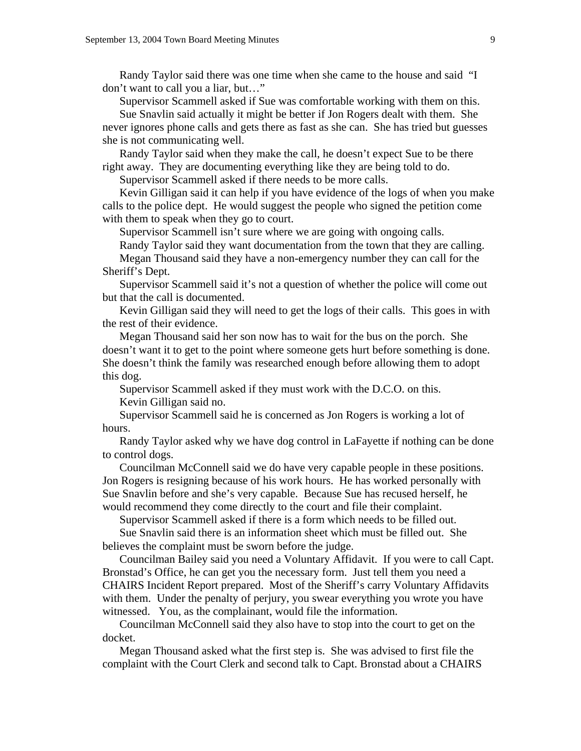Randy Taylor said there was one time when she came to the house and said "I don't want to call you a liar, but…"

Supervisor Scammell asked if Sue was comfortable working with them on this.

Sue Snavlin said actually it might be better if Jon Rogers dealt with them. She never ignores phone calls and gets there as fast as she can. She has tried but guesses she is not communicating well.

Randy Taylor said when they make the call, he doesn't expect Sue to be there right away. They are documenting everything like they are being told to do.

Supervisor Scammell asked if there needs to be more calls.

Kevin Gilligan said it can help if you have evidence of the logs of when you make calls to the police dept. He would suggest the people who signed the petition come with them to speak when they go to court.

Supervisor Scammell isn't sure where we are going with ongoing calls.

Randy Taylor said they want documentation from the town that they are calling.

Megan Thousand said they have a non-emergency number they can call for the Sheriff's Dept.

Supervisor Scammell said it's not a question of whether the police will come out but that the call is documented.

Kevin Gilligan said they will need to get the logs of their calls. This goes in with the rest of their evidence.

Megan Thousand said her son now has to wait for the bus on the porch. She doesn't want it to get to the point where someone gets hurt before something is done. She doesn't think the family was researched enough before allowing them to adopt this dog.

Supervisor Scammell asked if they must work with the D.C.O. on this.

Kevin Gilligan said no.

Supervisor Scammell said he is concerned as Jon Rogers is working a lot of hours.

Randy Taylor asked why we have dog control in LaFayette if nothing can be done to control dogs.

Councilman McConnell said we do have very capable people in these positions. Jon Rogers is resigning because of his work hours. He has worked personally with Sue Snavlin before and she's very capable. Because Sue has recused herself, he would recommend they come directly to the court and file their complaint.

Supervisor Scammell asked if there is a form which needs to be filled out.

Sue Snavlin said there is an information sheet which must be filled out. She believes the complaint must be sworn before the judge.

Councilman Bailey said you need a Voluntary Affidavit. If you were to call Capt. Bronstad's Office, he can get you the necessary form. Just tell them you need a CHAIRS Incident Report prepared. Most of the Sheriff's carry Voluntary Affidavits with them. Under the penalty of perjury, you swear everything you wrote you have witnessed. You, as the complainant, would file the information.

Councilman McConnell said they also have to stop into the court to get on the docket.

Megan Thousand asked what the first step is. She was advised to first file the complaint with the Court Clerk and second talk to Capt. Bronstad about a CHAIRS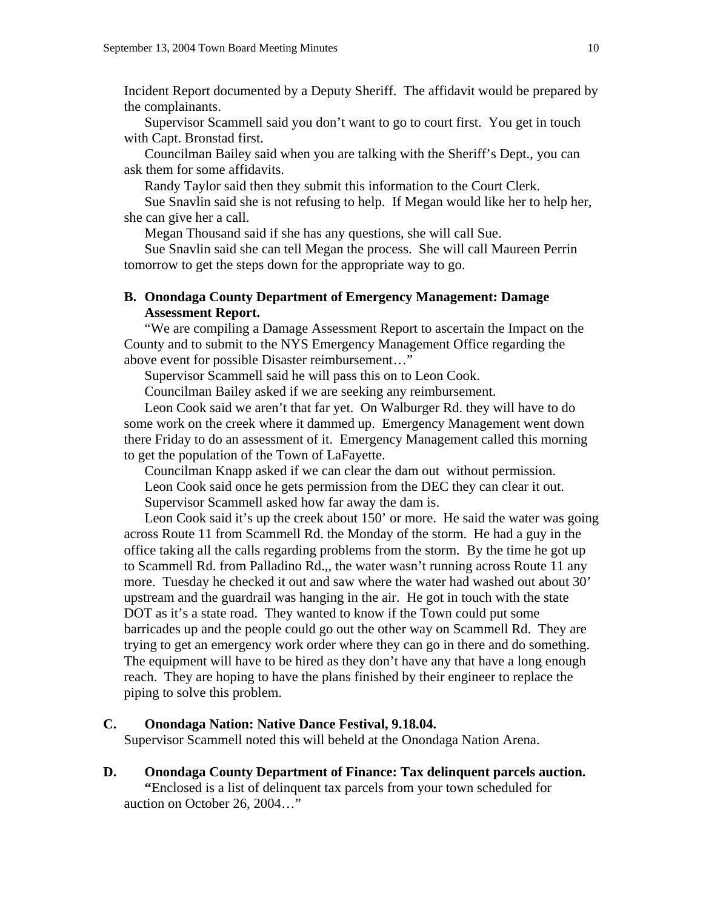Incident Report documented by a Deputy Sheriff. The affidavit would be prepared by the complainants.

Supervisor Scammell said you don't want to go to court first. You get in touch with Capt. Bronstad first.

Councilman Bailey said when you are talking with the Sheriff's Dept., you can ask them for some affidavits.

Randy Taylor said then they submit this information to the Court Clerk.

Sue Snavlin said she is not refusing to help. If Megan would like her to help her, she can give her a call.

Megan Thousand said if she has any questions, she will call Sue.

Sue Snavlin said she can tell Megan the process. She will call Maureen Perrin tomorrow to get the steps down for the appropriate way to go.

**B. Onondaga County Department of Emergency Management: Damage Assessment Report.**

"We are compiling a Damage Assessment Report to ascertain the Impact on the County and to submit to the NYS Emergency Management Office regarding the above event for possible Disaster reimbursement…"

Supervisor Scammell said he will pass this on to Leon Cook.

Councilman Bailey asked if we are seeking any reimbursement.

Leon Cook said we aren't that far yet. On Walburger Rd. they will have to do some work on the creek where it dammed up. Emergency Management went down there Friday to do an assessment of it. Emergency Management called this morning to get the population of the Town of LaFayette.

Councilman Knapp asked if we can clear the dam out without permission.

Leon Cook said once he gets permission from the DEC they can clear it out.

Supervisor Scammell asked how far away the dam is.

Leon Cook said it's up the creek about 150' or more. He said the water was going across Route 11 from Scammell Rd. the Monday of the storm. He had a guy in the office taking all the calls regarding problems from the storm. By the time he got up to Scammell Rd. from Palladino Rd.,, the water wasn't running across Route 11 any more. Tuesday he checked it out and saw where the water had washed out about 30' upstream and the guardrail was hanging in the air. He got in touch with the state DOT as it's a state road. They wanted to know if the Town could put some barricades up and the people could go out the other way on Scammell Rd. They are trying to get an emergency work order where they can go in there and do something. The equipment will have to be hired as they don't have any that have a long enough reach. They are hoping to have the plans finished by their engineer to replace the piping to solve this problem.

**C. Onondaga Nation: Native Dance Festival, 9.18.04.**

Supervisor Scammell noted this will beheld at the Onondaga Nation Arena.

**D. Onondaga County Department of Finance: Tax delinquent parcels auction.**

**"**Enclosed is a list of delinquent tax parcels from your town scheduled for auction on October 26, 2004…"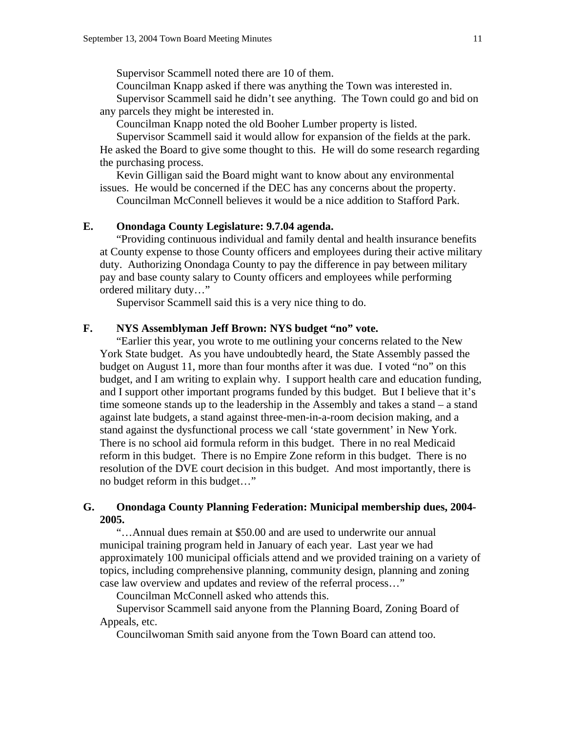Supervisor Scammell noted there are 10 of them.

Councilman Knapp asked if there was anything the Town was interested in.

Supervisor Scammell said he didn't see anything. The Town could go and bid on any parcels they might be interested in.

Councilman Knapp noted the old Booher Lumber property is listed.

Supervisor Scammell said it would allow for expansion of the fields at the park. He asked the Board to give some thought to this. He will do some research regarding the purchasing process.

Kevin Gilligan said the Board might want to know about any environmental issues. He would be concerned if the DEC has any concerns about the property.

Councilman McConnell believes it would be a nice addition to Stafford Park.

**E. Onondaga County Legislature: 9.7.04 agenda.**

"Providing continuous individual and family dental and health insurance benefits at County expense to those County officers and employees during their active military duty. Authorizing Onondaga County to pay the difference in pay between military pay and base county salary to County officers and employees while performing ordered military duty…"

Supervisor Scammell said this is a very nice thing to do.

**F. NYS Assemblyman Jeff Brown: NYS budget "no" vote.**

"Earlier this year, you wrote to me outlining your concerns related to the New York State budget. As you have undoubtedly heard, the State Assembly passed the budget on August 11, more than four months after it was due. I voted "no" on this budget, and I am writing to explain why. I support health care and education funding, and I support other important programs funded by this budget. But I believe that it's time someone stands up to the leadership in the Assembly and takes a stand – a stand against late budgets, a stand against three-men-in-a-room decision making, and a stand against the dysfunctional process we call 'state government' in New York. There is no school aid formula reform in this budget. There in no real Medicaid reform in this budget. There is no Empire Zone reform in this budget. There is no resolution of the DVE court decision in this budget. And most importantly, there is no budget reform in this budget…"

**G. Onondaga County Planning Federation: Municipal membership dues, 2004-2005.**

"…Annual dues remain at $50.00 and are used to underwrite our annual municipal training program held in January of each year. Last year we had approximately 100 municipal officials attend and we provided training on a variety of topics, including comprehensive planning, community design, planning and zoning case law overview and updates and review of the referral process…"

Councilman McConnell asked who attends this.

Supervisor Scammell said anyone from the Planning Board, Zoning Board of Appeals, etc.

Councilwoman Smith said anyone from the Town Board can attend too.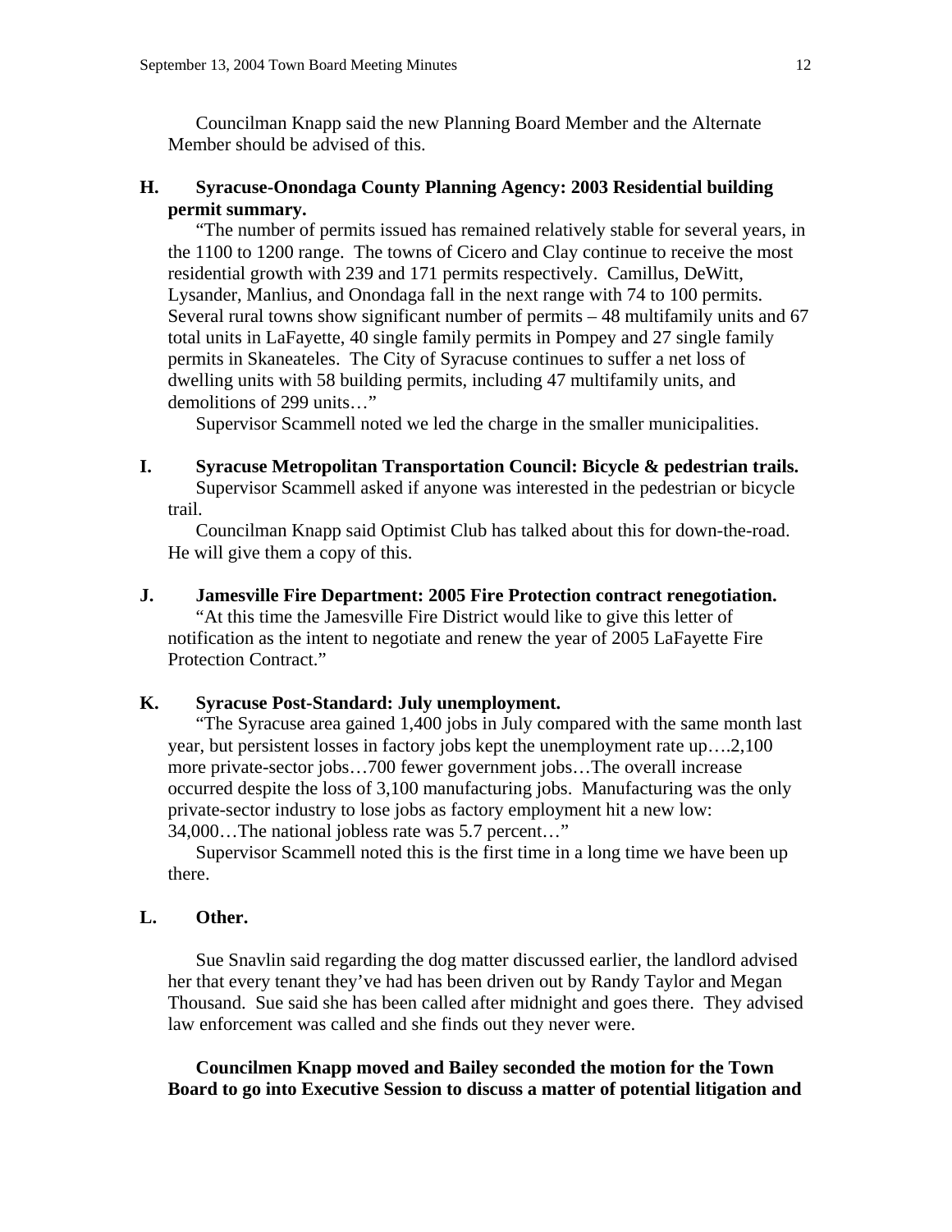Councilman Knapp said the new Planning Board Member and the Alternate Member should be advised of this.

**H. Syracuse-Onondaga County Planning Agency: 2003 Residential building permit summary.**

"The number of permits issued has remained relatively stable for several years, in the 1100 to 1200 range. The towns of Cicero and Clay continue to receive the most residential growth with 239 and 171 permits respectively. Camillus, DeWitt, Lysander, Manlius, and Onondaga fall in the next range with 74 to 100 permits. Several rural towns show significant number of permits – 48 multifamily units and 67 total units in LaFayette, 40 single family permits in Pompey and 27 single family permits in Skaneateles. The City of Syracuse continues to suffer a net loss of dwelling units with 58 building permits, including 47 multifamily units, and demolitions of 299 units…"

Supervisor Scammell noted we led the charge in the smaller municipalities.

**I. Syracuse Metropolitan Transportation Council: Bicycle & pedestrian trails.**

Supervisor Scammell asked if anyone was interested in the pedestrian or bicycle trail.

Councilman Knapp said Optimist Club has talked about this for down-the-road. He will give them a copy of this.

**J. Jamesville Fire Department: 2005 Fire Protection contract renegotiation.**

"At this time the Jamesville Fire District would like to give this letter of notification as the intent to negotiate and renew the year of 2005 LaFayette Fire Protection Contract."

**K. Syracuse Post-Standard: July unemployment.**

"The Syracuse area gained 1,400 jobs in July compared with the same month last year, but persistent losses in factory jobs kept the unemployment rate up….2,100 more private-sector jobs…700 fewer government jobs…The overall increase occurred despite the loss of 3,100 manufacturing jobs. Manufacturing was the only private-sector industry to lose jobs as factory employment hit a new low: 34,000…The national jobless rate was 5.7 percent…"

Supervisor Scammell noted this is the first time in a long time we have been up there.

**L. Other.**

Sue Snavlin said regarding the dog matter discussed earlier, the landlord advised her that every tenant they've had has been driven out by Randy Taylor and Megan Thousand. Sue said she has been called after midnight and goes there. They advised law enforcement was called and she finds out they never were.

**Councilmen Knapp moved and Bailey seconded the motion for the Town Board to go into Executive Session to discuss a matter of potential litigation and**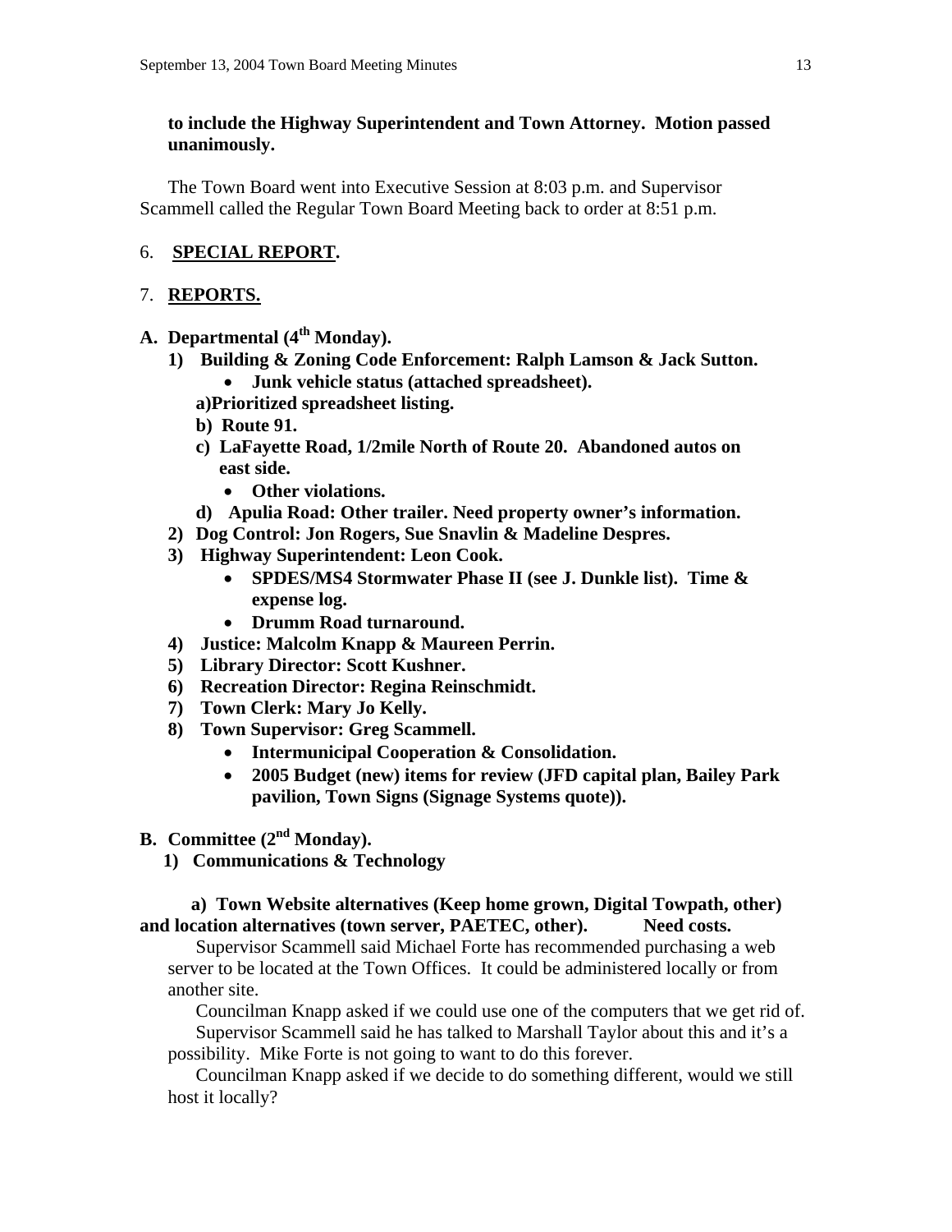**to include the Highway Superintendent and Town Attorney. Motion passed unanimously.**

The Town Board went into Executive Session at 8:03 p.m. and Supervisor Scammell called the Regular Town Board Meeting back to order at 8:51 p.m.

6. **SPECIAL REPORT.**

7. **REPORTS.**

**A. Departmental (4th Monday).**

1) **Building & Zoning Code Enforcement: Ralph Lamson & Jack Sutton.**
   - **Junk vehicle status (attached spreadsheet).**

   **a) Prioritized spreadsheet listing.**

   **b) Route 91.**

   **c) LaFayette Road, 1/2mile North of Route 20. Abandoned autos on east side.**
   - **Other violations.**

   **d) Apulia Road: Other trailer. Need property owner's information.**
2) **Dog Control: Jon Rogers, Sue Snavlin & Madeline Despres.**
3) **Highway Superintendent: Leon Cook.**
   - **SPDES/MS4 Stormwater Phase II (see J. Dunkle list). Time & expense log.**
   - **Drumm Road turnaround.**
4) **Justice: Malcolm Knapp & Maureen Perrin.**
5) **Library Director: Scott Kushner.**
6) **Recreation Director: Regina Reinschmidt.**
7) **Town Clerk: Mary Jo Kelly.**
8) **Town Supervisor: Greg Scammell.**
   - **Intermunicipal Cooperation & Consolidation.**
   - **2005 Budget (new) items for review (JFD capital plan, Bailey Park pavilion, Town Signs (Signage Systems quote)).**

**B. Committee (2nd Monday).**

1) **Communications & Technology**

**a) Town Website alternatives (Keep home grown, Digital Towpath, other) and location alternatives (town server, PAETEC, other). Need costs.**

Supervisor Scammell said Michael Forte has recommended purchasing a web server to be located at the Town Offices. It could be administered locally or from another site.

Councilman Knapp asked if we could use one of the computers that we get rid of.

Supervisor Scammell said he has talked to Marshall Taylor about this and it's a possibility. Mike Forte is not going to want to do this forever.

Councilman Knapp asked if we decide to do something different, would we still host it locally?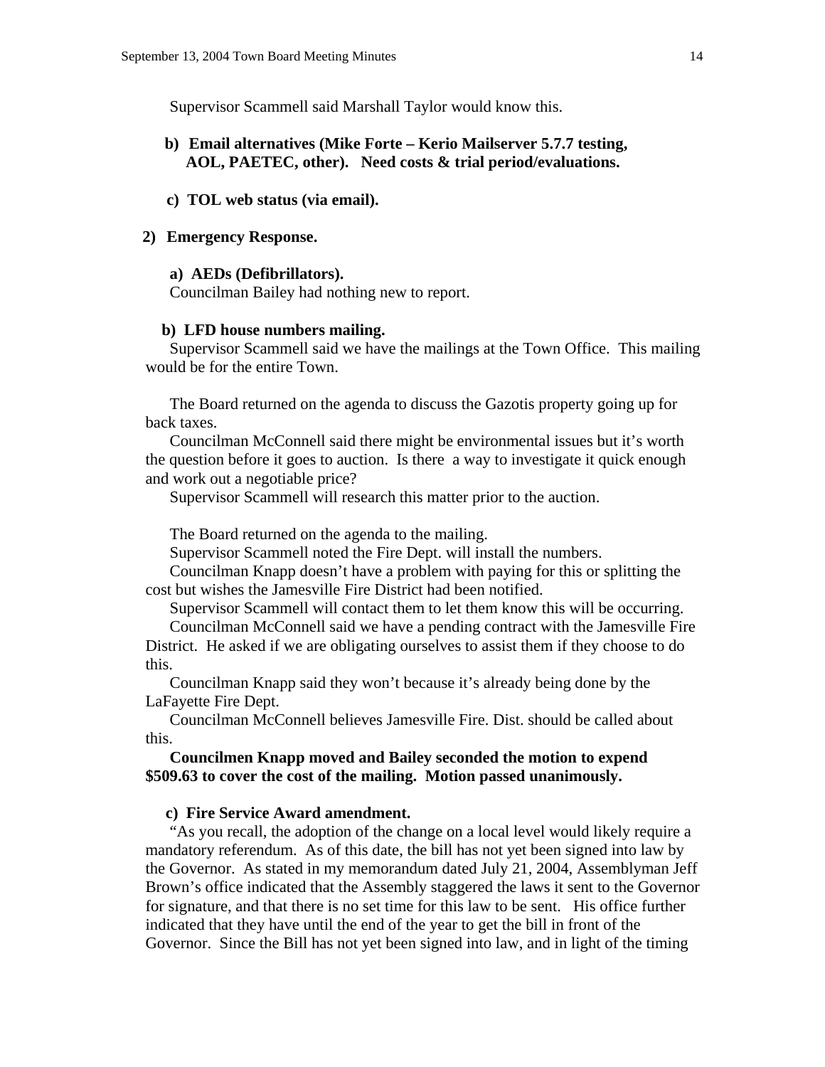Supervisor Scammell said Marshall Taylor would know this.

**b) Email alternatives (Mike Forte – Kerio Mailserver 5.7.7 testing, AOL, PAETEC, other). Need costs & trial period/evaluations.**

**c) TOL web status (via email).**

**2) Emergency Response.**

**a) AEDs (Defibrillators).**

Councilman Bailey had nothing new to report.

**b) LFD house numbers mailing.**

Supervisor Scammell said we have the mailings at the Town Office. This mailing would be for the entire Town.

The Board returned on the agenda to discuss the Gazotis property going up for back taxes.

Councilman McConnell said there might be environmental issues but it's worth the question before it goes to auction. Is there a way to investigate it quick enough and work out a negotiable price?

Supervisor Scammell will research this matter prior to the auction.

The Board returned on the agenda to the mailing.

Supervisor Scammell noted the Fire Dept. will install the numbers.

Councilman Knapp doesn't have a problem with paying for this or splitting the cost but wishes the Jamesville Fire District had been notified.

Supervisor Scammell will contact them to let them know this will be occurring.

Councilman McConnell said we have a pending contract with the Jamesville Fire District. He asked if we are obligating ourselves to assist them if they choose to do this.

Councilman Knapp said they won't because it's already being done by the LaFayette Fire Dept.

Councilman McConnell believes Jamesville Fire. Dist. should be called about this.

**Councilmen Knapp moved and Bailey seconded the motion to expend $509.63 to cover the cost of the mailing. Motion passed unanimously.**

**c) Fire Service Award amendment.**

"As you recall, the adoption of the change on a local level would likely require a mandatory referendum. As of this date, the bill has not yet been signed into law by the Governor. As stated in my memorandum dated July 21, 2004, Assemblyman Jeff Brown's office indicated that the Assembly staggered the laws it sent to the Governor for signature, and that there is no set time for this law to be sent. His office further indicated that they have until the end of the year to get the bill in front of the Governor. Since the Bill has not yet been signed into law, and in light of the timing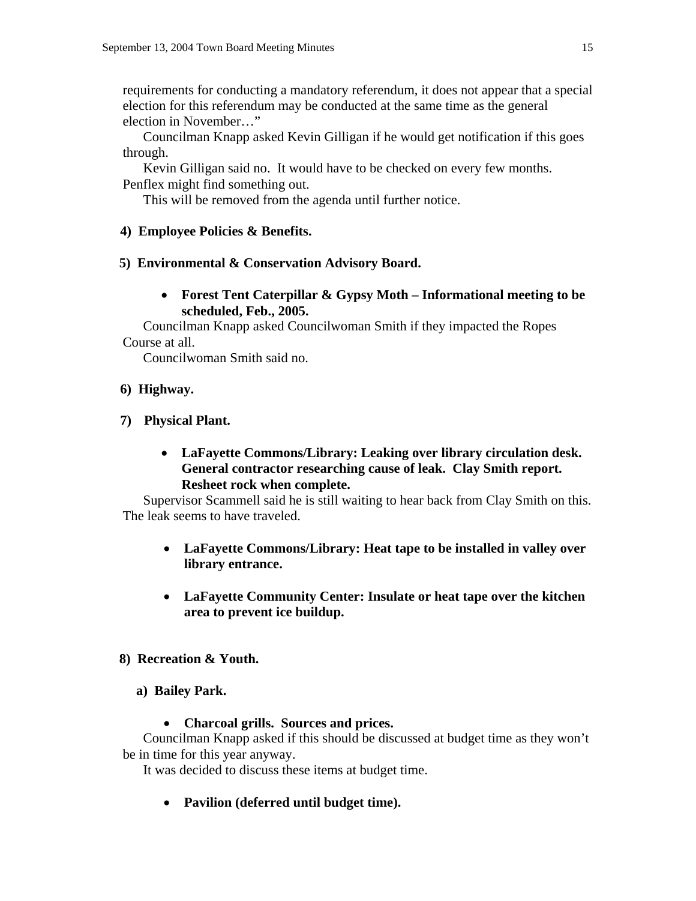requirements for conducting a mandatory referendum, it does not appear that a special election for this referendum may be conducted at the same time as the general election in November…"

Councilman Knapp asked Kevin Gilligan if he would get notification if this goes through.

Kevin Gilligan said no. It would have to be checked on every few months. Penflex might find something out.

This will be removed from the agenda until further notice.

**4) Employee Policies & Benefits.**

**5) Environmental & Conservation Advisory Board.**

- **Forest Tent Caterpillar & Gypsy Moth – Informational meeting to be scheduled, Feb., 2005.**

Councilman Knapp asked Councilwoman Smith if they impacted the Ropes Course at all.

Councilwoman Smith said no.

**6) Highway.**

**7) Physical Plant.**

- **LaFayette Commons/Library: Leaking over library circulation desk. General contractor researching cause of leak. Clay Smith report. Resheet rock when complete.**

Supervisor Scammell said he is still waiting to hear back from Clay Smith on this. The leak seems to have traveled.

- **LaFayette Commons/Library: Heat tape to be installed in valley over library entrance.**

- **LaFayette Community Center: Insulate or heat tape over the kitchen area to prevent ice buildup.**

**8) Recreation & Youth.**

**a) Bailey Park.**

- **Charcoal grills. Sources and prices.**

Councilman Knapp asked if this should be discussed at budget time as they won't be in time for this year anyway.

It was decided to discuss these items at budget time.

- **Pavilion (deferred until budget time).**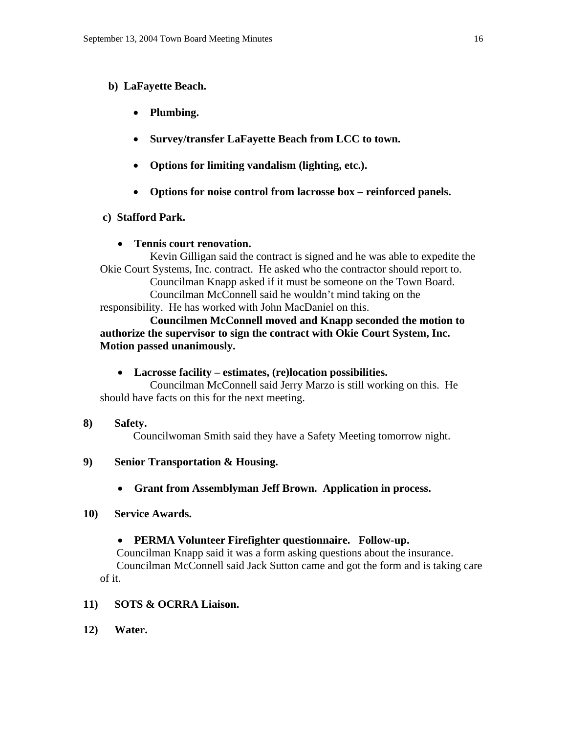**b) LaFayette Beach.**

- **Plumbing.**
- **Survey/transfer LaFayette Beach from LCC to town.**
- **Options for limiting vandalism (lighting, etc.).**
- **Options for noise control from lacrosse box – reinforced panels.**

**c) Stafford Park.**

- **Tennis court renovation.**

Kevin Gilligan said the contract is signed and he was able to expedite the Okie Court Systems, Inc. contract. He asked who the contractor should report to.

Councilman Knapp asked if it must be someone on the Town Board.

Councilman McConnell said he wouldn't mind taking on the responsibility. He has worked with John MacDaniel on this.

**Councilmen McConnell moved and Knapp seconded the motion to authorize the supervisor to sign the contract with Okie Court System, Inc. Motion passed unanimously.**

- **Lacrosse facility – estimates, (re)location possibilities.**

Councilman McConnell said Jerry Marzo is still working on this. He should have facts on this for the next meeting.

**8) Safety.**

Councilwoman Smith said they have a Safety Meeting tomorrow night.

**9) Senior Transportation & Housing.**

- **Grant from Assemblyman Jeff Brown. Application in process.**

**10) Service Awards.**

- **PERMA Volunteer Firefighter questionnaire. Follow-up.**

Councilman Knapp said it was a form asking questions about the insurance.

Councilman McConnell said Jack Sutton came and got the form and is taking care of it.

**11) SOTS & OCRRA Liaison.**

**12) Water.**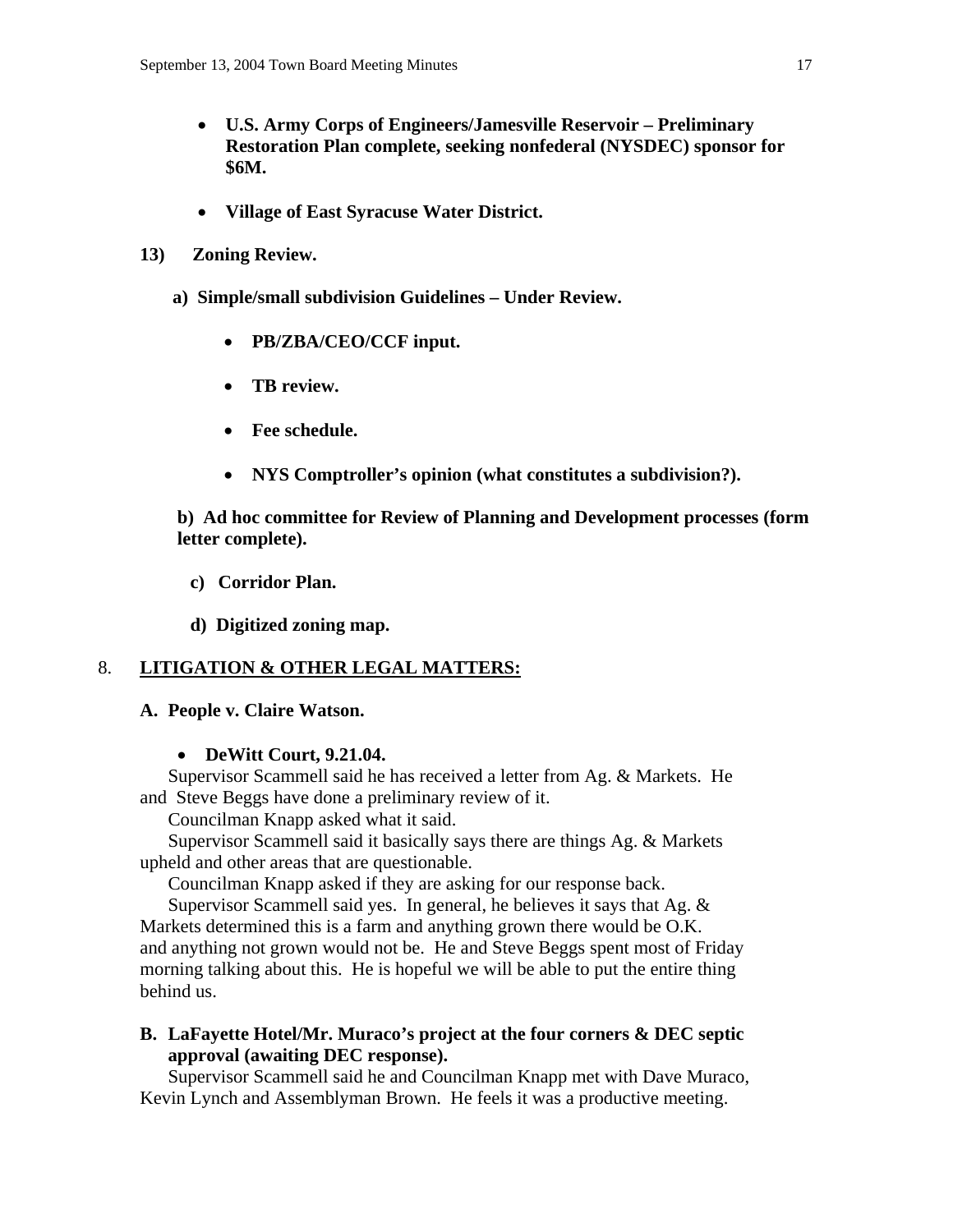- **U.S. Army Corps of Engineers/Jamesville Reservoir – Preliminary Restoration Plan complete, seeking nonfederal (NYSDEC) sponsor for $6M.**

- **Village of East Syracuse Water District.**

**13) Zoning Review.**

**a) Simple/small subdivision Guidelines – Under Review.**

- **PB/ZBA/CEO/CCF input.**
- **TB review.**
- **Fee schedule.**
- **NYS Comptroller's opinion (what constitutes a subdivision?).**

**b) Ad hoc committee for Review of Planning and Development processes (form letter complete).**

**c) Corridor Plan.**

**d) Digitized zoning map.**

## 8. LITIGATION & OTHER LEGAL MATTERS:

**A. People v. Claire Watson.**

- **DeWitt Court, 9.21.04.**

Supervisor Scammell said he has received a letter from Ag. & Markets. He and Steve Beggs have done a preliminary review of it.

Councilman Knapp asked what it said.

Supervisor Scammell said it basically says there are things Ag. & Markets upheld and other areas that are questionable.

Councilman Knapp asked if they are asking for our response back.

Supervisor Scammell said yes. In general, he believes it says that Ag. & Markets determined this is a farm and anything grown there would be O.K. and anything not grown would not be. He and Steve Beggs spent most of Friday morning talking about this. He is hopeful we will be able to put the entire thing behind us.

**B. LaFayette Hotel/Mr. Muraco's project at the four corners & DEC septic approval (awaiting DEC response).**

Supervisor Scammell said he and Councilman Knapp met with Dave Muraco, Kevin Lynch and Assemblyman Brown. He feels it was a productive meeting.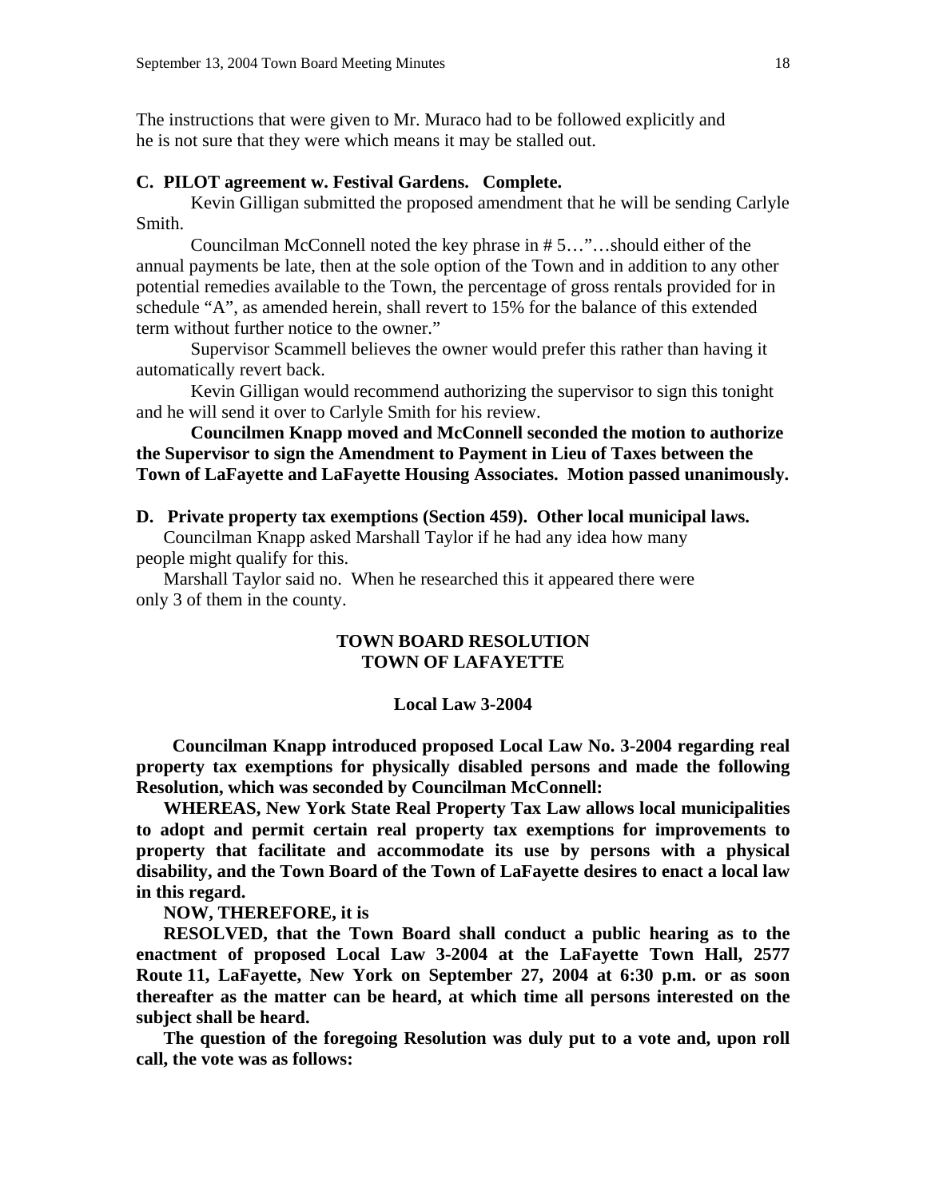The instructions that were given to Mr. Muraco had to be followed explicitly and he is not sure that they were which means it may be stalled out.

**C. PILOT agreement w. Festival Gardens. Complete.**

Kevin Gilligan submitted the proposed amendment that he will be sending Carlyle Smith.

Councilman McConnell noted the key phrase in # 5…"…should either of the annual payments be late, then at the sole option of the Town and in addition to any other potential remedies available to the Town, the percentage of gross rentals provided for in schedule "A", as amended herein, shall revert to 15% for the balance of this extended term without further notice to the owner."

Supervisor Scammell believes the owner would prefer this rather than having it automatically revert back.

Kevin Gilligan would recommend authorizing the supervisor to sign this tonight and he will send it over to Carlyle Smith for his review.

**Councilmen Knapp moved and McConnell seconded the motion to authorize the Supervisor to sign the Amendment to Payment in Lieu of Taxes between the Town of LaFayette and LaFayette Housing Associates. Motion passed unanimously.**

**D. Private property tax exemptions (Section 459). Other local municipal laws.**

Councilman Knapp asked Marshall Taylor if he had any idea how many people might qualify for this.

Marshall Taylor said no. When he researched this it appeared there were only 3 of them in the county.

**TOWN BOARD RESOLUTION**
**TOWN OF LAFAYETTE**

**Local Law 3-2004**

**Councilman Knapp introduced proposed Local Law No. 3-2004 regarding real property tax exemptions for physically disabled persons and made the following Resolution, which was seconded by Councilman McConnell:**

**WHEREAS, New York State Real Property Tax Law allows local municipalities to adopt and permit certain real property tax exemptions for improvements to property that facilitate and accommodate its use by persons with a physical disability, and the Town Board of the Town of LaFayette desires to enact a local law in this regard.**

**NOW, THEREFORE, it is**

**RESOLVED, that the Town Board shall conduct a public hearing as to the enactment of proposed Local Law 3-2004 at the LaFayette Town Hall, 2577 Route 11, LaFayette, New York on September 27, 2004 at 6:30 p.m. or as soon thereafter as the matter can be heard, at which time all persons interested on the subject shall be heard.**

**The question of the foregoing Resolution was duly put to a vote and, upon roll call, the vote was as follows:**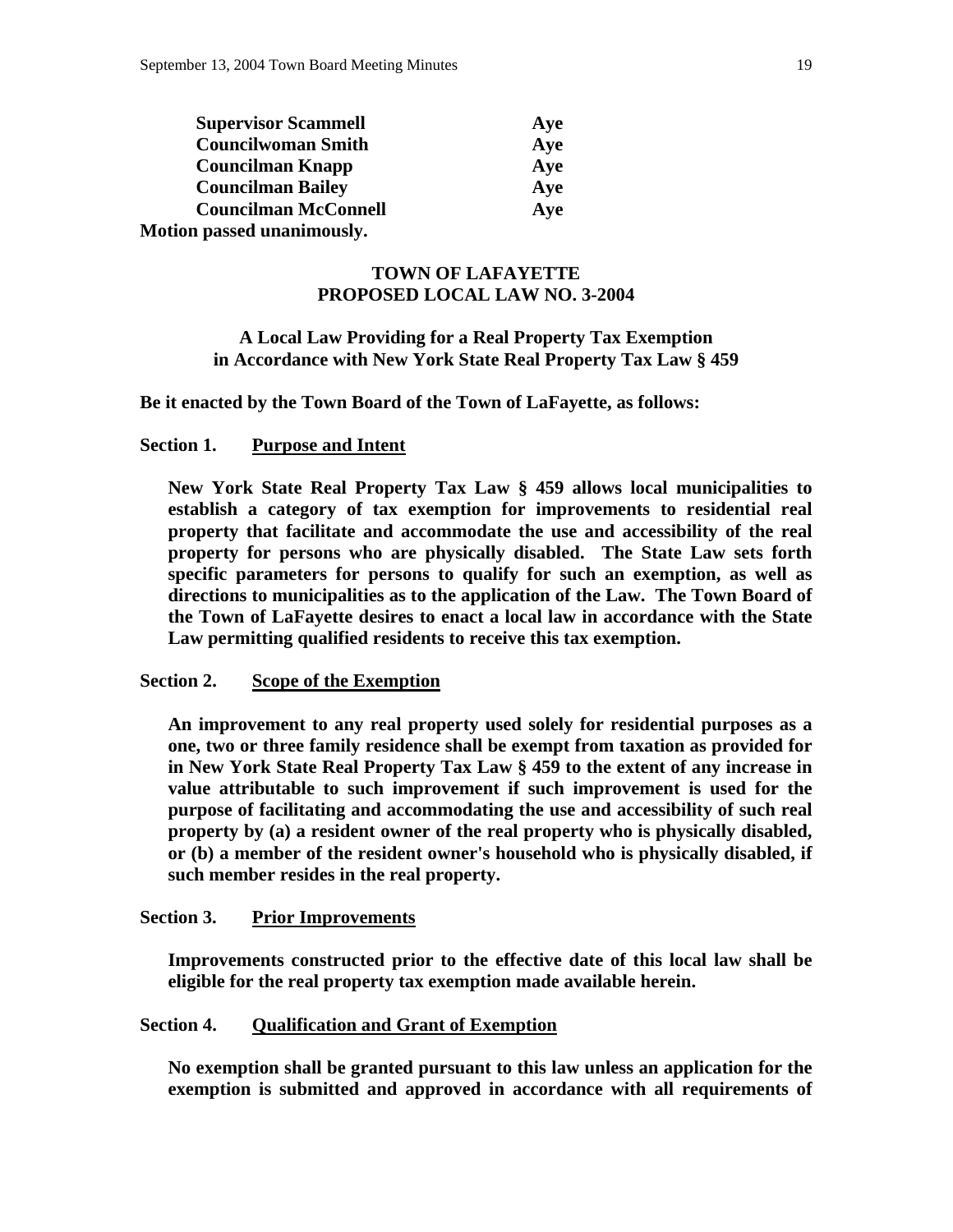| | |
|---|---|
| **Supervisor Scammell** | **Aye** |
| **Councilwoman Smith** | **Aye** |
| **Councilman Knapp** | **Aye** |
| **Councilman Bailey** | **Aye** |
| **Councilman McConnell** | **Aye** |

**Motion passed unanimously.**

**TOWN OF LAFAYETTE**
**PROPOSED LOCAL LAW NO. 3-2004**

**A Local Law Providing for a Real Property Tax Exemption in Accordance with New York State Real Property Tax Law § 459**

**Be it enacted by the Town Board of the Town of LaFayette, as follows:**

**Section 1. Purpose and Intent**

**New York State Real Property Tax Law § 459 allows local municipalities to establish a category of tax exemption for improvements to residential real property that facilitate and accommodate the use and accessibility of the real property for persons who are physically disabled. The State Law sets forth specific parameters for persons to qualify for such an exemption, as well as directions to municipalities as to the application of the Law. The Town Board of the Town of LaFayette desires to enact a local law in accordance with the State Law permitting qualified residents to receive this tax exemption.**

**Section 2. Scope of the Exemption**

**An improvement to any real property used solely for residential purposes as a one, two or three family residence shall be exempt from taxation as provided for in New York State Real Property Tax Law § 459 to the extent of any increase in value attributable to such improvement if such improvement is used for the purpose of facilitating and accommodating the use and accessibility of such real property by (a) a resident owner of the real property who is physically disabled, or (b) a member of the resident owner's household who is physically disabled, if such member resides in the real property.**

**Section 3. Prior Improvements**

**Improvements constructed prior to the effective date of this local law shall be eligible for the real property tax exemption made available herein.**

**Section 4. Qualification and Grant of Exemption**

**No exemption shall be granted pursuant to this law unless an application for the exemption is submitted and approved in accordance with all requirements of**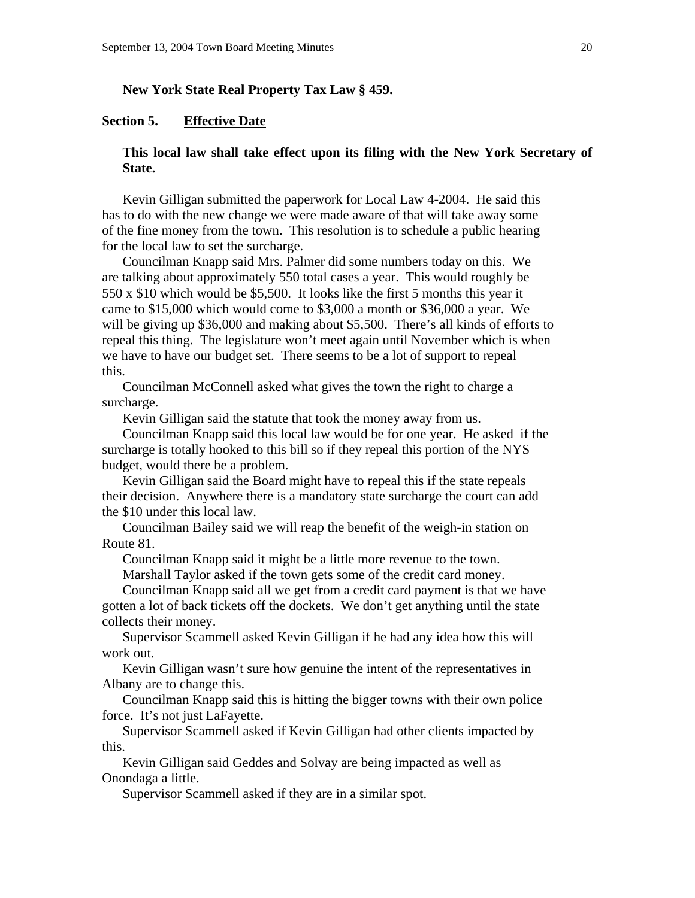**New York State Real Property Tax Law § 459.**

**Section 5. Effective Date**

**This local law shall take effect upon its filing with the New York Secretary of State.**

Kevin Gilligan submitted the paperwork for Local Law 4-2004. He said this has to do with the new change we were made aware of that will take away some of the fine money from the town. This resolution is to schedule a public hearing for the local law to set the surcharge.

Councilman Knapp said Mrs. Palmer did some numbers today on this. We are talking about approximately 550 total cases a year. This would roughly be 550 x $10 which would be $5,500. It looks like the first 5 months this year it came to $15,000 which would come to $3,000 a month or $36,000 a year. We will be giving up $36,000 and making about $5,500. There's all kinds of efforts to repeal this thing. The legislature won't meet again until November which is when we have to have our budget set. There seems to be a lot of support to repeal this.

Councilman McConnell asked what gives the town the right to charge a surcharge.

Kevin Gilligan said the statute that took the money away from us.

Councilman Knapp said this local law would be for one year. He asked if the surcharge is totally hooked to this bill so if they repeal this portion of the NYS budget, would there be a problem.

Kevin Gilligan said the Board might have to repeal this if the state repeals their decision. Anywhere there is a mandatory state surcharge the court can add the $10 under this local law.

Councilman Bailey said we will reap the benefit of the weigh-in station on Route 81.

Councilman Knapp said it might be a little more revenue to the town.

Marshall Taylor asked if the town gets some of the credit card money.

Councilman Knapp said all we get from a credit card payment is that we have gotten a lot of back tickets off the dockets. We don't get anything until the state collects their money.

Supervisor Scammell asked Kevin Gilligan if he had any idea how this will work out.

Kevin Gilligan wasn't sure how genuine the intent of the representatives in Albany are to change this.

Councilman Knapp said this is hitting the bigger towns with their own police force. It's not just LaFayette.

Supervisor Scammell asked if Kevin Gilligan had other clients impacted by this.

Kevin Gilligan said Geddes and Solvay are being impacted as well as Onondaga a little.

Supervisor Scammell asked if they are in a similar spot.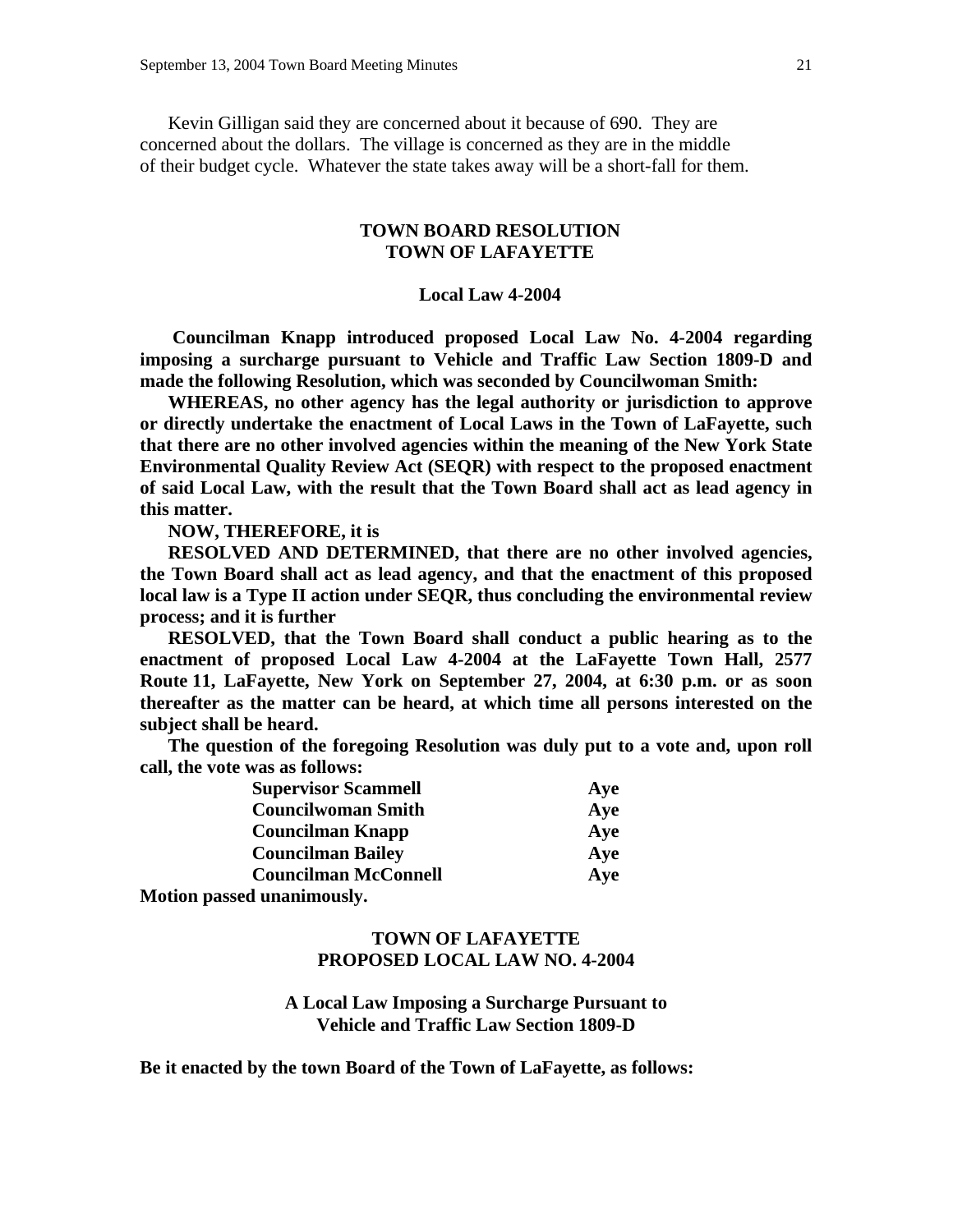Kevin Gilligan said they are concerned about it because of 690. They are concerned about the dollars. The village is concerned as they are in the middle of their budget cycle. Whatever the state takes away will be a short-fall for them.

**TOWN BOARD RESOLUTION**
**TOWN OF LAFAYETTE**

**Local Law 4-2004**

**Councilman Knapp introduced proposed Local Law No. 4-2004 regarding imposing a surcharge pursuant to Vehicle and Traffic Law Section 1809-D and made the following Resolution, which was seconded by Councilwoman Smith:**

**WHEREAS, no other agency has the legal authority or jurisdiction to approve or directly undertake the enactment of Local Laws in the Town of LaFayette, such that there are no other involved agencies within the meaning of the New York State Environmental Quality Review Act (SEQR) with respect to the proposed enactment of said Local Law, with the result that the Town Board shall act as lead agency in this matter.**

**NOW, THEREFORE, it is**

**RESOLVED AND DETERMINED, that there are no other involved agencies, the Town Board shall act as lead agency, and that the enactment of this proposed local law is a Type II action under SEQR, thus concluding the environmental review process; and it is further**

**RESOLVED, that the Town Board shall conduct a public hearing as to the enactment of proposed Local Law 4-2004 at the LaFayette Town Hall, 2577 Route 11, LaFayette, New York on September 27, 2004, at 6:30 p.m. or as soon thereafter as the matter can be heard, at which time all persons interested on the subject shall be heard.**

**The question of the foregoing Resolution was duly put to a vote and, upon roll call, the vote was as follows:**

| | |
|---|---|
| **Supervisor Scammell** | **Aye** |
| **Councilwoman Smith** | **Aye** |
| **Councilman Knapp** | **Aye** |
| **Councilman Bailey** | **Aye** |
| **Councilman McConnell** | **Aye** |

**Motion passed unanimously.**

**TOWN OF LAFAYETTE**
**PROPOSED LOCAL LAW NO. 4-2004**

**A Local Law Imposing a Surcharge Pursuant to Vehicle and Traffic Law Section 1809-D**

**Be it enacted by the town Board of the Town of LaFayette, as follows:**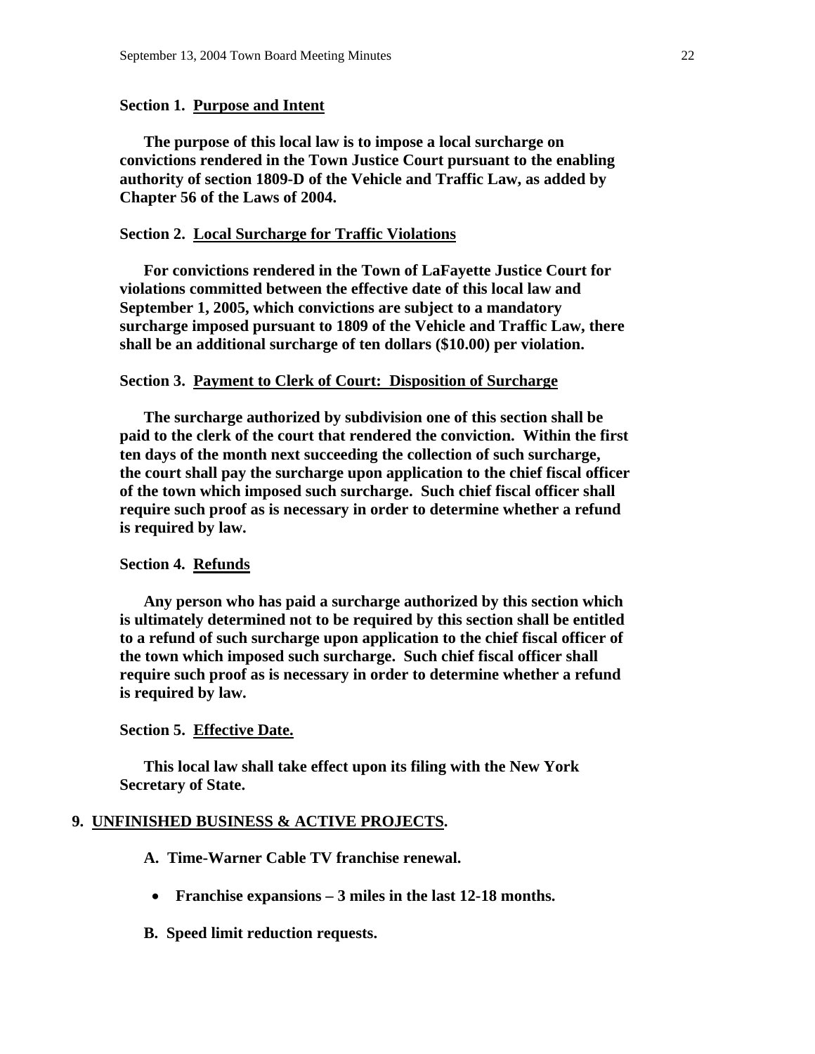**Section 1. <u>Purpose and Intent</u>**

**The purpose of this local law is to impose a local surcharge on convictions rendered in the Town Justice Court pursuant to the enabling authority of section 1809-D of the Vehicle and Traffic Law, as added by Chapter 56 of the Laws of 2004.**

**Section 2. <u>Local Surcharge for Traffic Violations</u>**

**For convictions rendered in the Town of LaFayette Justice Court for violations committed between the effective date of this local law and September 1, 2005, which convictions are subject to a mandatory surcharge imposed pursuant to 1809 of the Vehicle and Traffic Law, there shall be an additional surcharge of ten dollars ($10.00) per violation.**

**Section 3. <u>Payment to Clerk of Court: Disposition of Surcharge</u>**

**The surcharge authorized by subdivision one of this section shall be paid to the clerk of the court that rendered the conviction. Within the first ten days of the month next succeeding the collection of such surcharge, the court shall pay the surcharge upon application to the chief fiscal officer of the town which imposed such surcharge. Such chief fiscal officer shall require such proof as is necessary in order to determine whether a refund is required by law.**

**Section 4. <u>Refunds</u>**

**Any person who has paid a surcharge authorized by this section which is ultimately determined not to be required by this section shall be entitled to a refund of such surcharge upon application to the chief fiscal officer of the town which imposed such surcharge. Such chief fiscal officer shall require such proof as is necessary in order to determine whether a refund is required by law.**

**Section 5. <u>Effective Date.</u>**

**This local law shall take effect upon its filing with the New York Secretary of State.**

**9. <u>UNFINISHED BUSINESS & ACTIVE PROJECTS</u>.**

**A. Time-Warner Cable TV franchise renewal.**

- **Franchise expansions – 3 miles in the last 12-18 months.**

**B. Speed limit reduction requests.**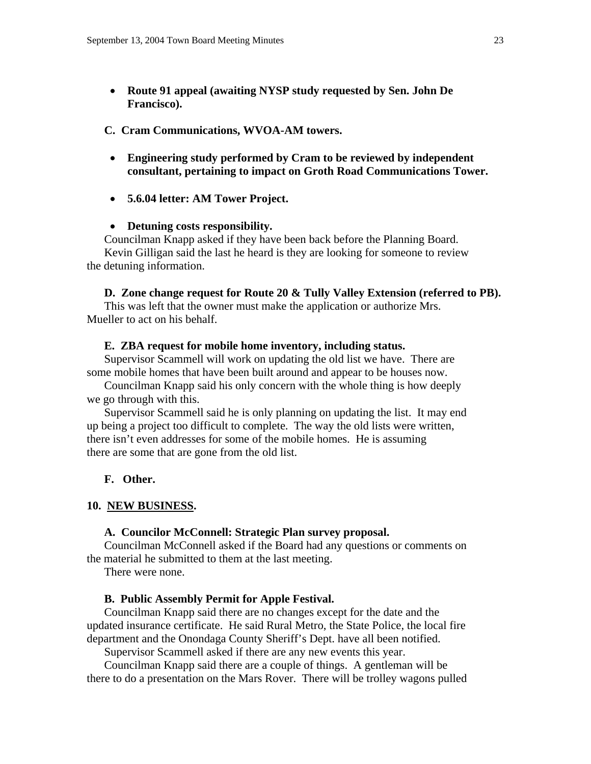- **Route 91 appeal (awaiting NYSP study requested by Sen. John De Francisco).**

**C. Cram Communications, WVOA-AM towers.**

- **Engineering study performed by Cram to be reviewed by independent consultant, pertaining to impact on Groth Road Communications Tower.**

- **5.6.04 letter: AM Tower Project.**

- **Detuning costs responsibility.**

Councilman Knapp asked if they have been back before the Planning Board.

Kevin Gilligan said the last he heard is they are looking for someone to review the detuning information.

**D. Zone change request for Route 20 & Tully Valley Extension (referred to PB).**

This was left that the owner must make the application or authorize Mrs. Mueller to act on his behalf.

**E. ZBA request for mobile home inventory, including status.**

Supervisor Scammell will work on updating the old list we have. There are some mobile homes that have been built around and appear to be houses now.

Councilman Knapp said his only concern with the whole thing is how deeply we go through with this.

Supervisor Scammell said he is only planning on updating the list. It may end up being a project too difficult to complete. The way the old lists were written, there isn't even addresses for some of the mobile homes. He is assuming there are some that are gone from the old list.

**F. Other.**

## 10. NEW BUSINESS.

**A. Councilor McConnell: Strategic Plan survey proposal.**

Councilman McConnell asked if the Board had any questions or comments on the material he submitted to them at the last meeting.

There were none.

**B. Public Assembly Permit for Apple Festival.**

Councilman Knapp said there are no changes except for the date and the updated insurance certificate. He said Rural Metro, the State Police, the local fire department and the Onondaga County Sheriff's Dept. have all been notified.

Supervisor Scammell asked if there are any new events this year.

Councilman Knapp said there are a couple of things. A gentleman will be there to do a presentation on the Mars Rover. There will be trolley wagons pulled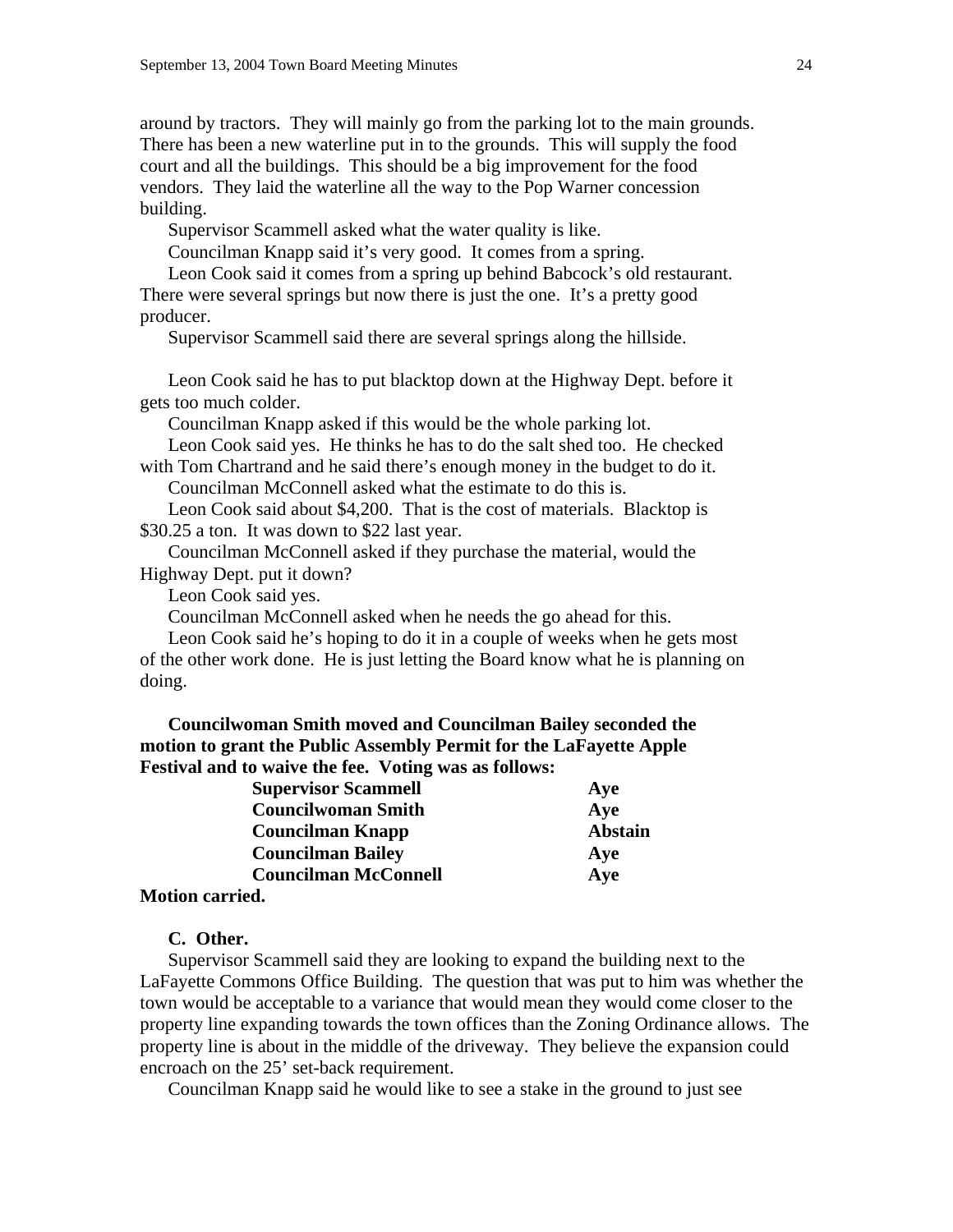around by tractors. They will mainly go from the parking lot to the main grounds. There has been a new waterline put in to the grounds. This will supply the food court and all the buildings. This should be a big improvement for the food vendors. They laid the waterline all the way to the Pop Warner concession building.

Supervisor Scammell asked what the water quality is like.

Councilman Knapp said it's very good. It comes from a spring.

Leon Cook said it comes from a spring up behind Babcock's old restaurant. There were several springs but now there is just the one. It's a pretty good producer.

Supervisor Scammell said there are several springs along the hillside.

Leon Cook said he has to put blacktop down at the Highway Dept. before it gets too much colder.

Councilman Knapp asked if this would be the whole parking lot.

Leon Cook said yes. He thinks he has to do the salt shed too. He checked with Tom Chartrand and he said there's enough money in the budget to do it.

Councilman McConnell asked what the estimate to do this is.

Leon Cook said about $4,200. That is the cost of materials. Blacktop is $30.25 a ton. It was down to $22 last year.

Councilman McConnell asked if they purchase the material, would the Highway Dept. put it down?

Leon Cook said yes.

Councilman McConnell asked when he needs the go ahead for this.

Leon Cook said he's hoping to do it in a couple of weeks when he gets most of the other work done. He is just letting the Board know what he is planning on doing.

**Councilwoman Smith moved and Councilman Bailey seconded the motion to grant the Public Assembly Permit for the LaFayette Apple Festival and to waive the fee. Voting was as follows:**

| | |
|---|---|
| **Supervisor Scammell** | **Aye** |
| **Councilwoman Smith** | **Aye** |
| **Councilman Knapp** | **Abstain** |
| **Councilman Bailey** | **Aye** |
| **Councilman McConnell** | **Aye** |

**Motion carried.**

**C. Other.**

Supervisor Scammell said they are looking to expand the building next to the LaFayette Commons Office Building. The question that was put to him was whether the town would be acceptable to a variance that would mean they would come closer to the property line expanding towards the town offices than the Zoning Ordinance allows. The property line is about in the middle of the driveway. They believe the expansion could encroach on the 25' set-back requirement.

Councilman Knapp said he would like to see a stake in the ground to just see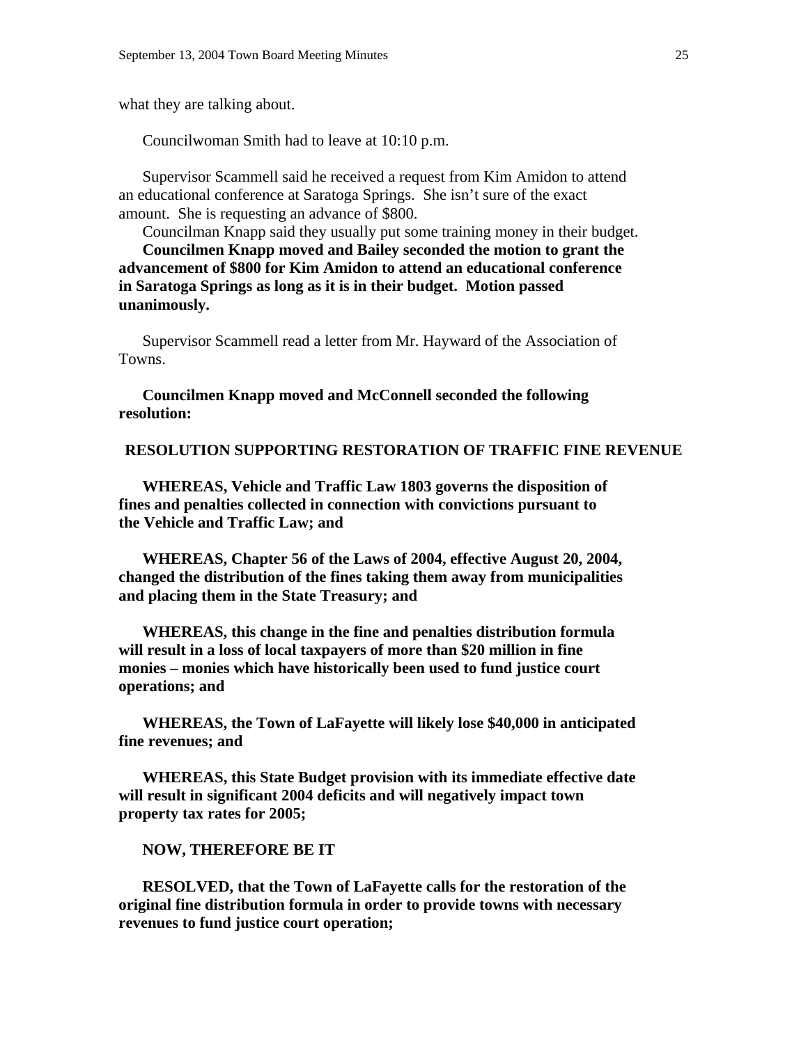what they are talking about.

Councilwoman Smith had to leave at 10:10 p.m.

Supervisor Scammell said he received a request from Kim Amidon to attend an educational conference at Saratoga Springs. She isn't sure of the exact amount. She is requesting an advance of $800.

Councilman Knapp said they usually put some training money in their budget.

**Councilmen Knapp moved and Bailey seconded the motion to grant the advancement of $800 for Kim Amidon to attend an educational conference in Saratoga Springs as long as it is in their budget. Motion passed unanimously.**

Supervisor Scammell read a letter from Mr. Hayward of the Association of Towns.

**Councilmen Knapp moved and McConnell seconded the following resolution:**

**RESOLUTION SUPPORTING RESTORATION OF TRAFFIC FINE REVENUE**

**WHEREAS, Vehicle and Traffic Law 1803 governs the disposition of fines and penalties collected in connection with convictions pursuant to the Vehicle and Traffic Law; and**

**WHEREAS, Chapter 56 of the Laws of 2004, effective August 20, 2004, changed the distribution of the fines taking them away from municipalities and placing them in the State Treasury; and**

**WHEREAS, this change in the fine and penalties distribution formula will result in a loss of local taxpayers of more than $20 million in fine monies – monies which have historically been used to fund justice court operations; and**

**WHEREAS, the Town of LaFayette will likely lose $40,000 in anticipated fine revenues; and**

**WHEREAS, this State Budget provision with its immediate effective date will result in significant 2004 deficits and will negatively impact town property tax rates for 2005;**

**NOW, THEREFORE BE IT**

**RESOLVED, that the Town of LaFayette calls for the restoration of the original fine distribution formula in order to provide towns with necessary revenues to fund justice court operation;**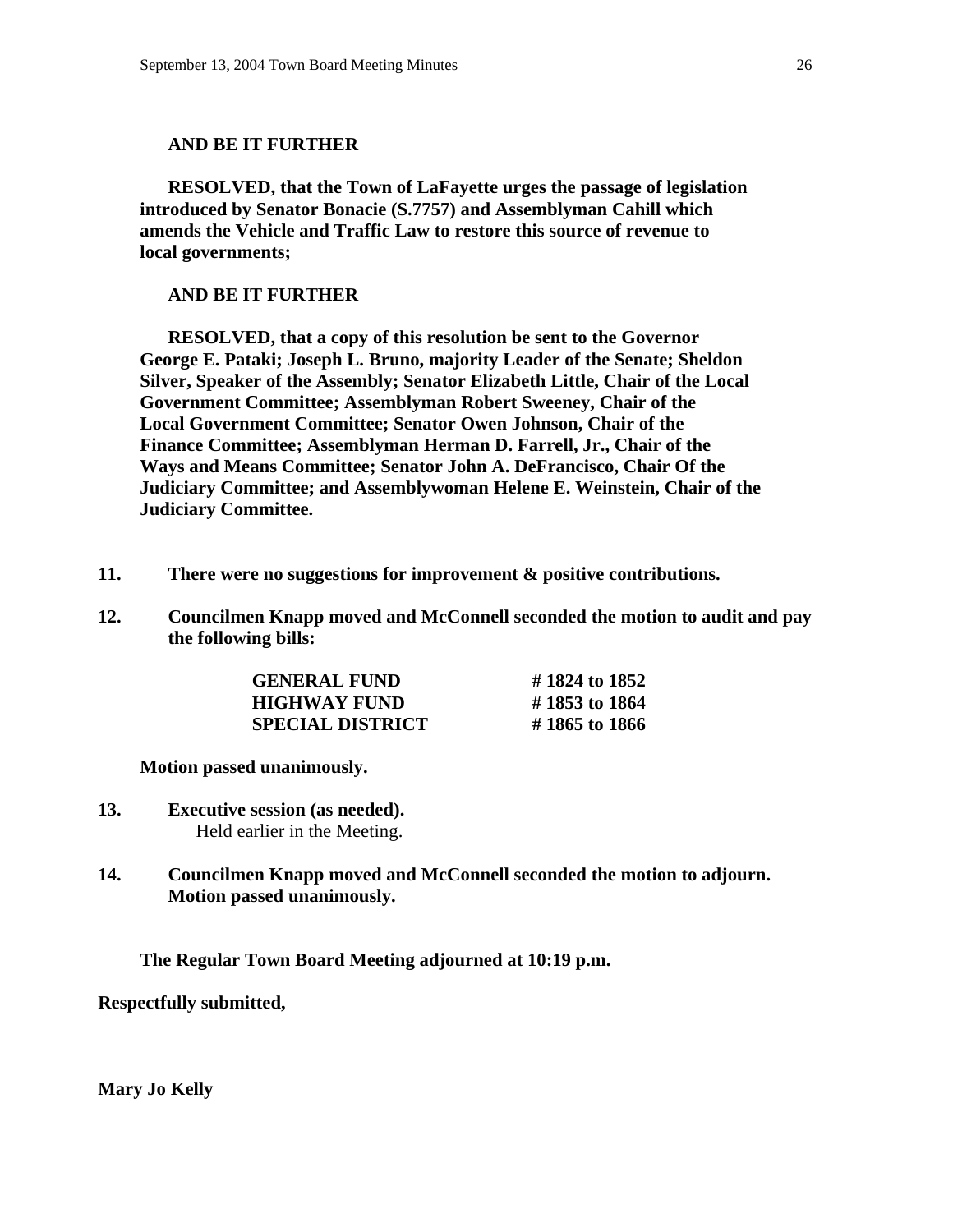**AND BE IT FURTHER**

**RESOLVED, that the Town of LaFayette urges the passage of legislation introduced by Senator Bonacie (S.7757) and Assemblyman Cahill which amends the Vehicle and Traffic Law to restore this source of revenue to local governments;**

**AND BE IT FURTHER**

**RESOLVED, that a copy of this resolution be sent to the Governor George E. Pataki; Joseph L. Bruno, majority Leader of the Senate; Sheldon Silver, Speaker of the Assembly; Senator Elizabeth Little, Chair of the Local Government Committee; Assemblyman Robert Sweeney, Chair of the Local Government Committee; Senator Owen Johnson, Chair of the Finance Committee; Assemblyman Herman D. Farrell, Jr., Chair of the Ways and Means Committee; Senator John A. DeFrancisco, Chair Of the Judiciary Committee; and Assemblywoman Helene E. Weinstein, Chair of the Judiciary Committee.**

**11. There were no suggestions for improvement & positive contributions.**

**12. Councilmen Knapp moved and McConnell seconded the motion to audit and pay the following bills:**

| | |
|---|---|
| **GENERAL FUND** | **# 1824 to 1852** |
| **HIGHWAY FUND** | **# 1853 to 1864** |
| **SPECIAL DISTRICT** | **# 1865 to 1866** |

**Motion passed unanimously.**

**13. Executive session (as needed).**
Held earlier in the Meeting.

**14. Councilmen Knapp moved and McConnell seconded the motion to adjourn. Motion passed unanimously.**

**The Regular Town Board Meeting adjourned at 10:19 p.m.**

**Respectfully submitted,**

**Mary Jo Kelly**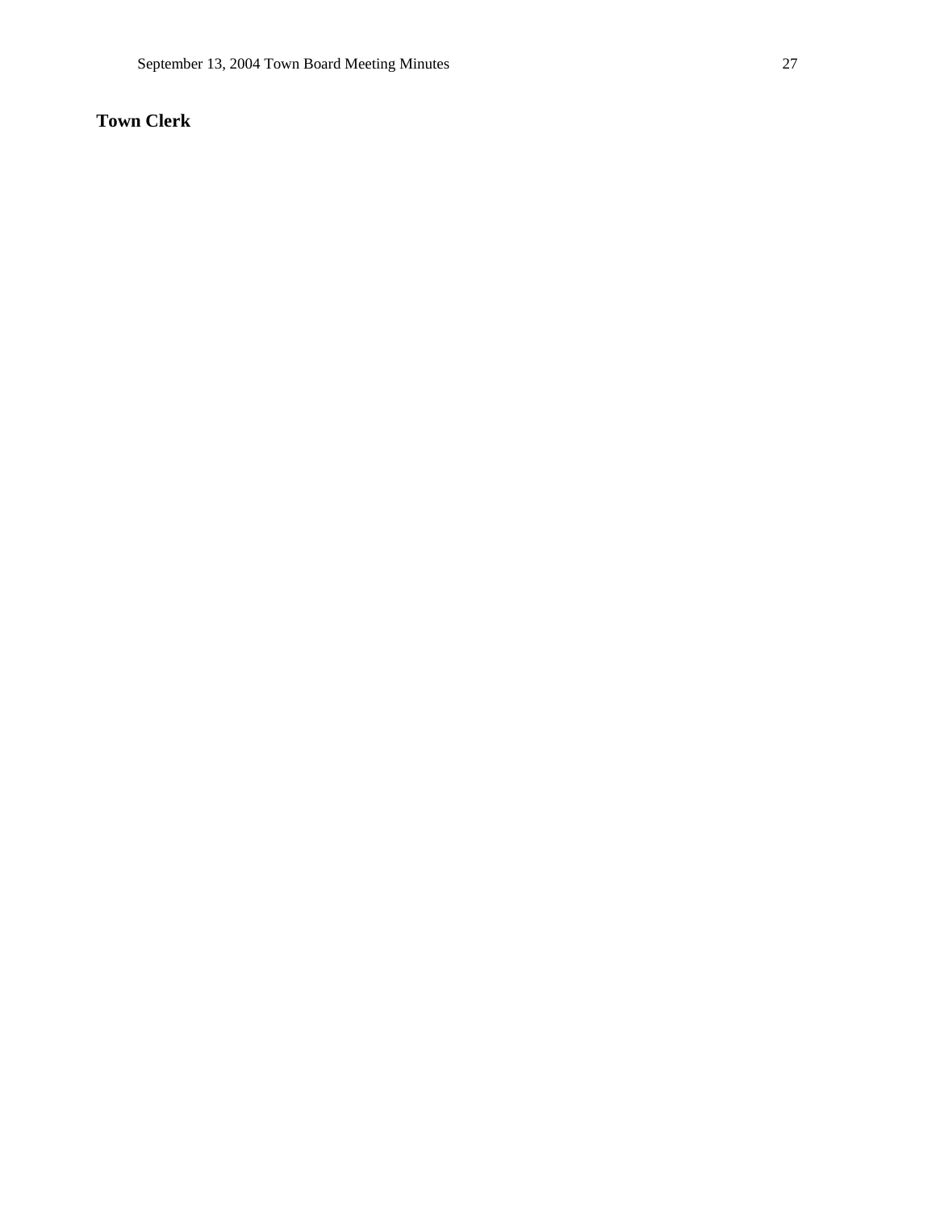**Town Clerk**